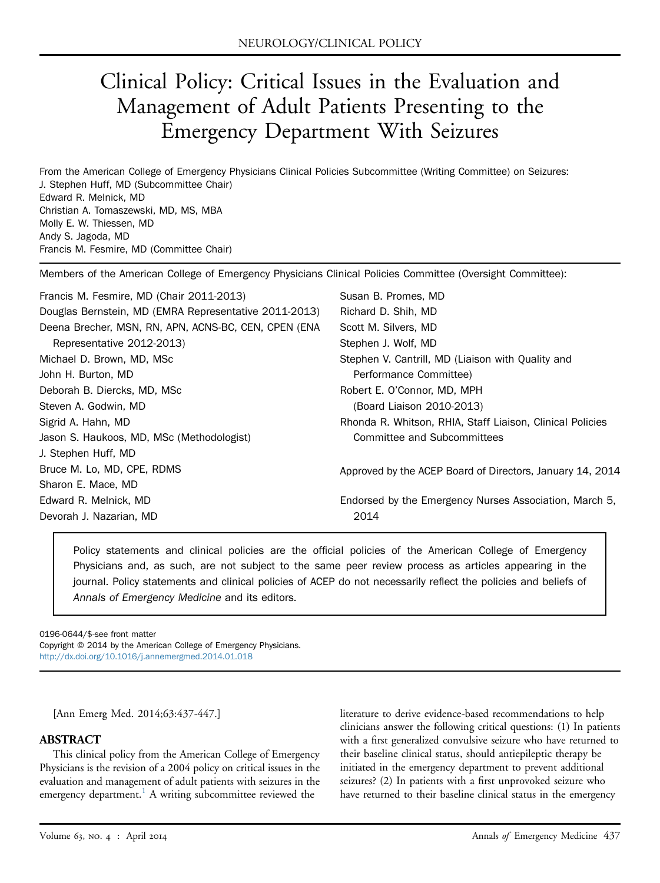NEUROLOGY/CLINICAL POLICY

# Clinical Policy: Critical Issues in the Evaluation and Management of Adult Patients Presenting to the Emergency Department With Seizures

From the American College of Emergency Physicians Clinical Policies Subcommittee (Writing Committee) on Seizures:
J. Stephen Huff, MD (Subcommittee Chair)
Edward R. Melnick, MD
Christian A. Tomaszewski, MD, MS, MBA
Molly E. W. Thiessen, MD
Andy S. Jagoda, MD
Francis M. Fesmire, MD (Committee Chair)

Members of the American College of Emergency Physicians Clinical Policies Committee (Oversight Committee):

Francis M. Fesmire, MD (Chair 2011-2013)
Douglas Bernstein, MD (EMRA Representative 2011-2013)
Deena Brecher, MSN, RN, APN, ACNS-BC, CEN, CPEN (ENA Representative 2012-2013)
Michael D. Brown, MD, MSc
John H. Burton, MD
Deborah B. Diercks, MD, MSc
Steven A. Godwin, MD
Sigrid A. Hahn, MD
Jason S. Haukoos, MD, MSc (Methodologist)
J. Stephen Huff, MD
Bruce M. Lo, MD, CPE, RDMS
Sharon E. Mace, MD
Edward R. Melnick, MD
Devorah J. Nazarian, MD
Susan B. Promes, MD
Richard D. Shih, MD
Scott M. Silvers, MD
Stephen J. Wolf, MD
Stephen V. Cantrill, MD (Liaison with Quality and Performance Committee)
Robert E. O'Connor, MD, MPH (Board Liaison 2010-2013)
Rhonda R. Whitson, RHIA, Staff Liaison, Clinical Policies Committee and Subcommittees

Approved by the ACEP Board of Directors, January 14, 2014

Endorsed by the Emergency Nurses Association, March 5, 2014

> Policy statements and clinical policies are the official policies of the American College of Emergency Physicians and, as such, are not subject to the same peer review process as articles appearing in the journal. Policy statements and clinical policies of ACEP do not necessarily reflect the policies and beliefs of *Annals of Emergency Medicine* and its editors.

0196-0644/$-see front matter
Copyright © 2014 by the American College of Emergency Physicians.
http://dx.doi.org/10.1016/j.annemergmed.2014.01.018

[Ann Emerg Med. 2014;63:437-447.]

## ABSTRACT

This clinical policy from the American College of Emergency Physicians is the revision of a 2004 policy on critical issues in the evaluation and management of adult patients with seizures in the emergency department.[1] A writing subcommittee reviewed the literature to derive evidence-based recommendations to help clinicians answer the following critical questions: (1) In patients with a first generalized convulsive seizure who have returned to their baseline clinical status, should antiepileptic therapy be initiated in the emergency department to prevent additional seizures? (2) In patients with a first unprovoked seizure who have returned to their baseline clinical status in the emergency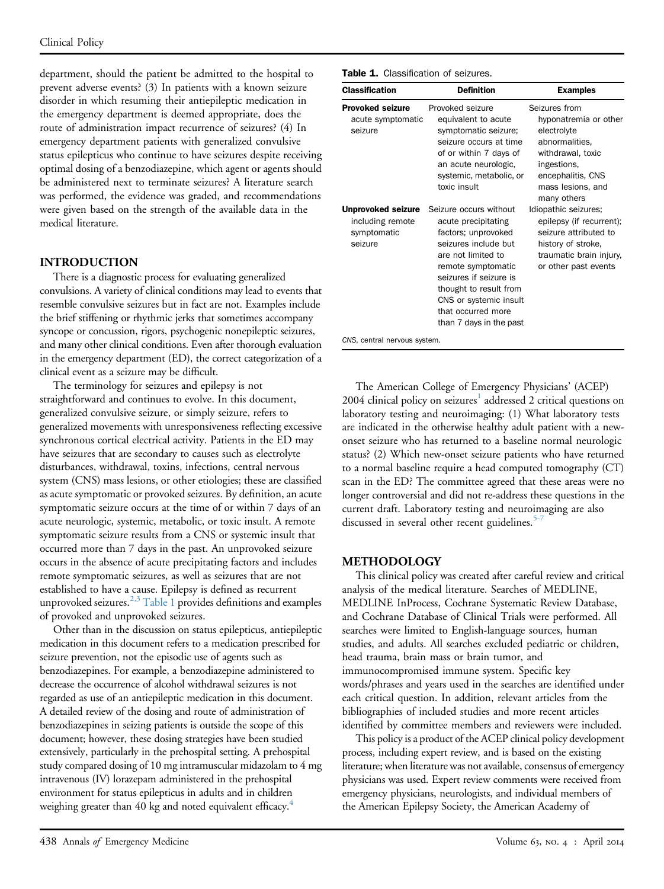department, should the patient be admitted to the hospital to prevent adverse events? (3) In patients with a known seizure disorder in which resuming their antiepileptic medication in the emergency department is deemed appropriate, does the route of administration impact recurrence of seizures? (4) In emergency department patients with generalized convulsive status epilepticus who continue to have seizures despite receiving optimal dosing of a benzodiazepine, which agent or agents should be administered next to terminate seizures? A literature search was performed, the evidence was graded, and recommendations were given based on the strength of the available data in the medical literature.

## INTRODUCTION

There is a diagnostic process for evaluating generalized convulsions. A variety of clinical conditions may lead to events that resemble convulsive seizures but in fact are not. Examples include the brief stiffening or rhythmic jerks that sometimes accompany syncope or concussion, rigors, psychogenic nonepileptic seizures, and many other clinical conditions. Even after thorough evaluation in the emergency department (ED), the correct categorization of a clinical event as a seizure may be difficult.

The terminology for seizures and epilepsy is not straightforward and continues to evolve. In this document, generalized convulsive seizure, or simply seizure, refers to generalized movements with unresponsiveness reflecting excessive synchronous cortical electrical activity. Patients in the ED may have seizures that are secondary to causes such as electrolyte disturbances, withdrawal, toxins, infections, central nervous system (CNS) mass lesions, or other etiologies; these are classified as acute symptomatic or provoked seizures. By definition, an acute symptomatic seizure occurs at the time of or within 7 days of an acute neurologic, systemic, metabolic, or toxic insult. A remote symptomatic seizure results from a CNS or systemic insult that occurred more than 7 days in the past. An unprovoked seizure occurs in the absence of acute precipitating factors and includes remote symptomatic seizures, as well as seizures that are not established to have a cause. Epilepsy is defined as recurrent unprovoked seizures.[2,3] Table 1 provides definitions and examples of provoked and unprovoked seizures.

Other than in the discussion on status epilepticus, antiepileptic medication in this document refers to a medication prescribed for seizure prevention, not the episodic use of agents such as benzodiazepines. For example, a benzodiazepine administered to decrease the occurrence of alcohol withdrawal seizures is not regarded as use of an antiepileptic medication in this document. A detailed review of the dosing and route of administration of benzodiazepines in seizing patients is outside the scope of this document; however, these dosing strategies have been studied extensively, particularly in the prehospital setting. A prehospital study compared dosing of 10 mg intramuscular midazolam to 4 mg intravenous (IV) lorazepam administered in the prehospital environment for status epilepticus in adults and in children weighing greater than 40 kg and noted equivalent efficacy.[4]

**Table 1.** Classification of seizures.

| Classification | Definition | Examples |
|---|---|---|
| **Provoked seizure** acute symptomatic seizure | Provoked seizure equivalent to acute symptomatic seizure; seizure occurs at time of or within 7 days of an acute neurologic, systemic, metabolic, or toxic insult | Seizures from hyponatremia or other electrolyte abnormalities, withdrawal, toxic ingestions, encephalitis, CNS mass lesions, and many others |
| **Unprovoked seizure** including remote symptomatic seizure | Seizure occurs without acute precipitating factors; unprovoked seizures include but are not limited to remote symptomatic seizures if seizure is thought to result from CNS or systemic insult that occurred more than 7 days in the past | Idiopathic seizures; epilepsy (if recurrent); seizure attributed to history of stroke, traumatic brain injury, or other past events |

*CNS*, central nervous system.

The American College of Emergency Physicians' (ACEP) 2004 clinical policy on seizures[1] addressed 2 critical questions on laboratory testing and neuroimaging: (1) What laboratory tests are indicated in the otherwise healthy adult patient with a new-onset seizure who has returned to a baseline normal neurologic status? (2) Which new-onset seizure patients who have returned to a normal baseline require a head computed tomography (CT) scan in the ED? The committee agreed that these areas were no longer controversial and did not re-address these questions in the current draft. Laboratory testing and neuroimaging are also discussed in several other recent guidelines.[5-7]

## METHODOLOGY

This clinical policy was created after careful review and critical analysis of the medical literature. Searches of MEDLINE, MEDLINE InProcess, Cochrane Systematic Review Database, and Cochrane Database of Clinical Trials were performed. All searches were limited to English-language sources, human studies, and adults. All searches excluded pediatric or children, head trauma, brain mass or brain tumor, and immunocompromised immune system. Specific key words/phrases and years used in the searches are identified under each critical question. In addition, relevant articles from the bibliographies of included studies and more recent articles identified by committee members and reviewers were included.

This policy is a product of the ACEP clinical policy development process, including expert review, and is based on the existing literature; when literature was not available, consensus of emergency physicians was used. Expert review comments were received from emergency physicians, neurologists, and individual members of the American Epilepsy Society, the American Academy of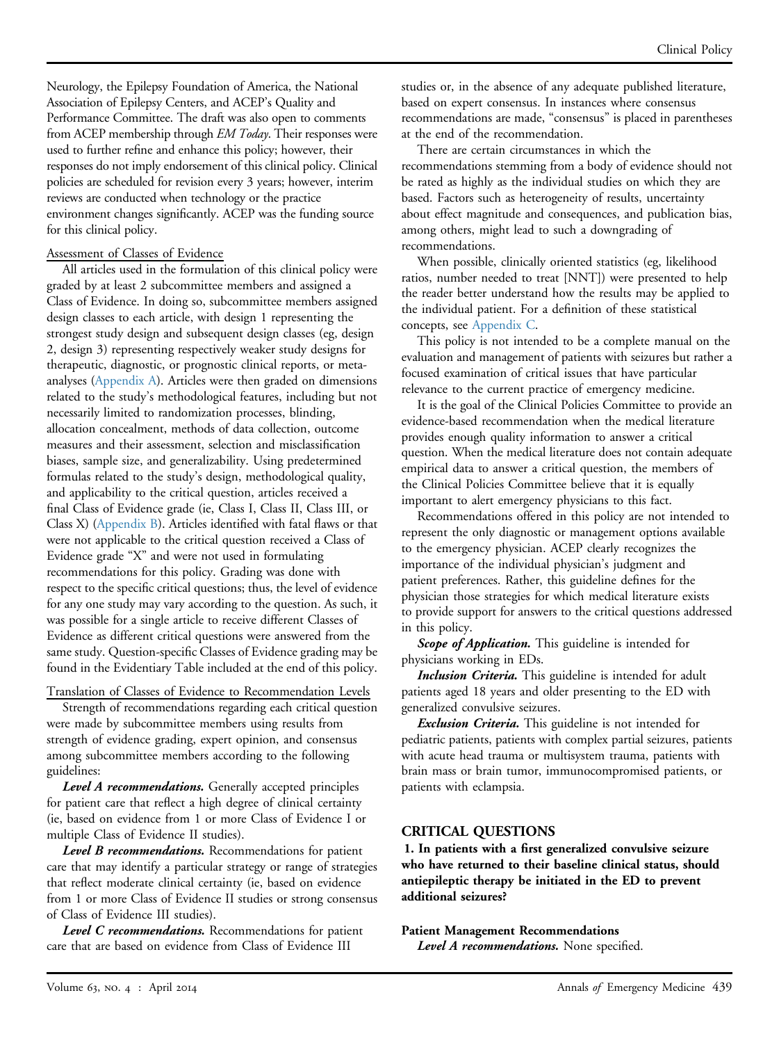Neurology, the Epilepsy Foundation of America, the National Association of Epilepsy Centers, and ACEP's Quality and Performance Committee. The draft was also open to comments from ACEP membership through *EM Today*. Their responses were used to further refine and enhance this policy; however, their responses do not imply endorsement of this clinical policy. Clinical policies are scheduled for revision every 3 years; however, interim reviews are conducted when technology or the practice environment changes significantly. ACEP was the funding source for this clinical policy.

Assessment of Classes of Evidence

All articles used in the formulation of this clinical policy were graded by at least 2 subcommittee members and assigned a Class of Evidence. In doing so, subcommittee members assigned design classes to each article, with design 1 representing the strongest study design and subsequent design classes (eg, design 2, design 3) representing respectively weaker study designs for therapeutic, diagnostic, or prognostic clinical reports, or meta-analyses (Appendix A). Articles were then graded on dimensions related to the study's methodological features, including but not necessarily limited to randomization processes, blinding, allocation concealment, methods of data collection, outcome measures and their assessment, selection and misclassification biases, sample size, and generalizability. Using predetermined formulas related to the study's design, methodological quality, and applicability to the critical question, articles received a final Class of Evidence grade (ie, Class I, Class II, Class III, or Class X) (Appendix B). Articles identified with fatal flaws or that were not applicable to the critical question received a Class of Evidence grade "X" and were not used in formulating recommendations for this policy. Grading was done with respect to the specific critical questions; thus, the level of evidence for any one study may vary according to the question. As such, it was possible for a single article to receive different Classes of Evidence as different critical questions were answered from the same study. Question-specific Classes of Evidence grading may be found in the Evidentiary Table included at the end of this policy.

Translation of Classes of Evidence to Recommendation Levels

Strength of recommendations regarding each critical question were made by subcommittee members using results from strength of evidence grading, expert opinion, and consensus among subcommittee members according to the following guidelines:

***Level A recommendations.*** Generally accepted principles for patient care that reflect a high degree of clinical certainty (ie, based on evidence from 1 or more Class of Evidence I or multiple Class of Evidence II studies).

***Level B recommendations.*** Recommendations for patient care that may identify a particular strategy or range of strategies that reflect moderate clinical certainty (ie, based on evidence from 1 or more Class of Evidence II studies or strong consensus of Class of Evidence III studies).

***Level C recommendations.*** Recommendations for patient care that are based on evidence from Class of Evidence III studies or, in the absence of any adequate published literature, based on expert consensus. In instances where consensus recommendations are made, "consensus" is placed in parentheses at the end of the recommendation.

There are certain circumstances in which the recommendations stemming from a body of evidence should not be rated as highly as the individual studies on which they are based. Factors such as heterogeneity of results, uncertainty about effect magnitude and consequences, and publication bias, among others, might lead to such a downgrading of recommendations.

When possible, clinically oriented statistics (eg, likelihood ratios, number needed to treat [NNT]) were presented to help the reader better understand how the results may be applied to the individual patient. For a definition of these statistical concepts, see Appendix C.

This policy is not intended to be a complete manual on the evaluation and management of patients with seizures but rather a focused examination of critical issues that have particular relevance to the current practice of emergency medicine.

It is the goal of the Clinical Policies Committee to provide an evidence-based recommendation when the medical literature provides enough quality information to answer a critical question. When the medical literature does not contain adequate empirical data to answer a critical question, the members of the Clinical Policies Committee believe that it is equally important to alert emergency physicians to this fact.

Recommendations offered in this policy are not intended to represent the only diagnostic or management options available to the emergency physician. ACEP clearly recognizes the importance of the individual physician's judgment and patient preferences. Rather, this guideline defines for the physician those strategies for which medical literature exists to provide support for answers to the critical questions addressed in this policy.

***Scope of Application.*** This guideline is intended for physicians working in EDs.

***Inclusion Criteria.*** This guideline is intended for adult patients aged 18 years and older presenting to the ED with generalized convulsive seizures.

***Exclusion Criteria.*** This guideline is not intended for pediatric patients, patients with complex partial seizures, patients with acute head trauma or multisystem trauma, patients with brain mass or brain tumor, immunocompromised patients, or patients with eclampsia.

## CRITICAL QUESTIONS

**1. In patients with a first generalized convulsive seizure who have returned to their baseline clinical status, should antiepileptic therapy be initiated in the ED to prevent additional seizures?**

**Patient Management Recommendations**

***Level A recommendations.*** None specified.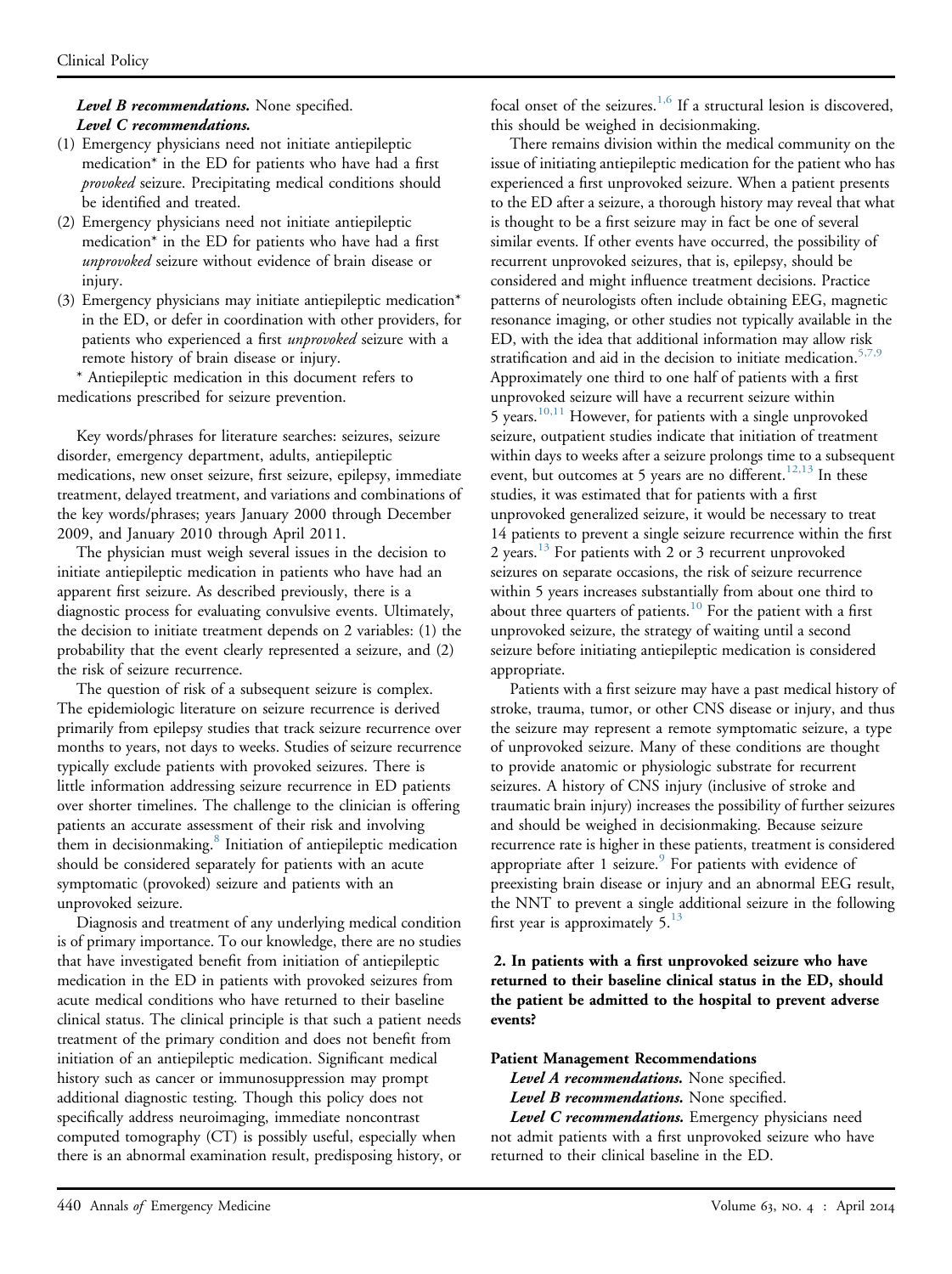***Level B recommendations.*** None specified.

***Level C recommendations.***

(1) Emergency physicians need not initiate antiepileptic medication* in the ED for patients who have had a first *provoked* seizure. Precipitating medical conditions should be identified and treated.

(2) Emergency physicians need not initiate antiepileptic medication* in the ED for patients who have had a first *unprovoked* seizure without evidence of brain disease or injury.

(3) Emergency physicians may initiate antiepileptic medication* in the ED, or defer in coordination with other providers, for patients who experienced a first *unprovoked* seizure with a remote history of brain disease or injury.

* Antiepileptic medication in this document refers to medications prescribed for seizure prevention.

Key words/phrases for literature searches: seizures, seizure disorder, emergency department, adults, antiepileptic medications, new onset seizure, first seizure, epilepsy, immediate treatment, delayed treatment, and variations and combinations of the key words/phrases; years January 2000 through December 2009, and January 2010 through April 2011.

The physician must weigh several issues in the decision to initiate antiepileptic medication in patients who have had an apparent first seizure. As described previously, there is a diagnostic process for evaluating convulsive events. Ultimately, the decision to initiate treatment depends on 2 variables: (1) the probability that the event clearly represented a seizure, and (2) the risk of seizure recurrence.

The question of risk of a subsequent seizure is complex. The epidemiologic literature on seizure recurrence is derived primarily from epilepsy studies that track seizure recurrence over months to years, not days to weeks. Studies of seizure recurrence typically exclude patients with provoked seizures. There is little information addressing seizure recurrence in ED patients over shorter timelines. The challenge to the clinician is offering patients an accurate assessment of their risk and involving them in decisionmaking.[8] Initiation of antiepileptic medication should be considered separately for patients with an acute symptomatic (provoked) seizure and patients with an unprovoked seizure.

Diagnosis and treatment of any underlying medical condition is of primary importance. To our knowledge, there are no studies that have investigated benefit from initiation of antiepileptic medication in the ED in patients with provoked seizures from acute medical conditions who have returned to their baseline clinical status. The clinical principle is that such a patient needs treatment of the primary condition and does not benefit from initiation of an antiepileptic medication. Significant medical history such as cancer or immunosuppression may prompt additional diagnostic testing. Though this policy does not specifically address neuroimaging, immediate noncontrast computed tomography (CT) is possibly useful, especially when there is an abnormal examination result, predisposing history, or focal onset of the seizures.[1,6] If a structural lesion is discovered, this should be weighed in decisionmaking.

There remains division within the medical community on the issue of initiating antiepileptic medication for the patient who has experienced a first unprovoked seizure. When a patient presents to the ED after a seizure, a thorough history may reveal that what is thought to be a first seizure may in fact be one of several similar events. If other events have occurred, the possibility of recurrent unprovoked seizures, that is, epilepsy, should be considered and might influence treatment decisions. Practice patterns of neurologists often include obtaining EEG, magnetic resonance imaging, or other studies not typically available in the ED, with the idea that additional information may allow risk stratification and aid in the decision to initiate medication.[5,7,9] Approximately one third to one half of patients with a first unprovoked seizure will have a recurrent seizure within 5 years.[10,11] However, for patients with a single unprovoked seizure, outpatient studies indicate that initiation of treatment within days to weeks after a seizure prolongs time to a subsequent event, but outcomes at 5 years are no different.[12,13] In these studies, it was estimated that for patients with a first unprovoked generalized seizure, it would be necessary to treat 14 patients to prevent a single seizure recurrence within the first 2 years.[13] For patients with 2 or 3 recurrent unprovoked seizures on separate occasions, the risk of seizure recurrence within 5 years increases substantially from about one third to about three quarters of patients.[10] For the patient with a first unprovoked seizure, the strategy of waiting until a second seizure before initiating antiepileptic medication is considered appropriate.

Patients with a first seizure may have a past medical history of stroke, trauma, tumor, or other CNS disease or injury, and thus the seizure may represent a remote symptomatic seizure, a type of unprovoked seizure. Many of these conditions are thought to provide anatomic or physiologic substrate for recurrent seizures. A history of CNS injury (inclusive of stroke and traumatic brain injury) increases the possibility of further seizures and should be weighed in decisionmaking. Because seizure recurrence rate is higher in these patients, treatment is considered appropriate after 1 seizure.[9] For patients with evidence of preexisting brain disease or injury and an abnormal EEG result, the NNT to prevent a single additional seizure in the following first year is approximately 5.[13]

### 2. In patients with a first unprovoked seizure who have returned to their baseline clinical status in the ED, should the patient be admitted to the hospital to prevent adverse events?

**Patient Management Recommendations**

***Level A recommendations.*** None specified.

***Level B recommendations.*** None specified.

***Level C recommendations.*** Emergency physicians need not admit patients with a first unprovoked seizure who have returned to their clinical baseline in the ED.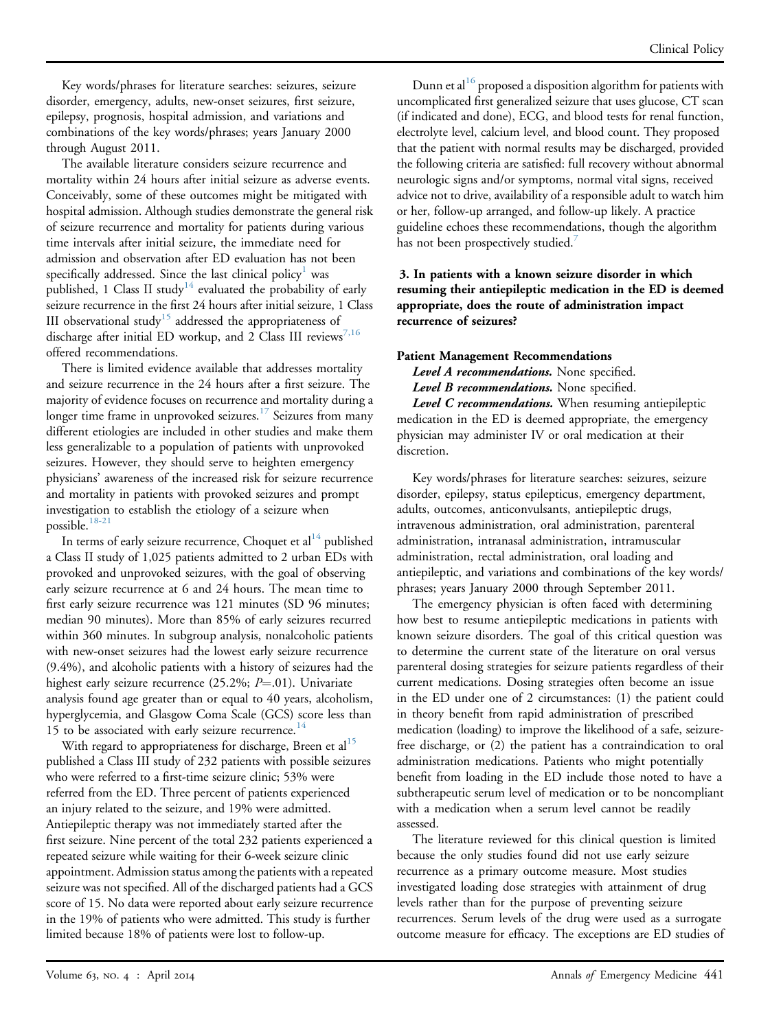Key words/phrases for literature searches: seizures, seizure disorder, emergency, adults, new-onset seizures, first seizure, epilepsy, prognosis, hospital admission, and variations and combinations of the key words/phrases; years January 2000 through August 2011.

The available literature considers seizure recurrence and mortality within 24 hours after initial seizure as adverse events. Conceivably, some of these outcomes might be mitigated with hospital admission. Although studies demonstrate the general risk of seizure recurrence and mortality for patients during various time intervals after initial seizure, the immediate need for admission and observation after ED evaluation has not been specifically addressed. Since the last clinical policy[1] was published, 1 Class II study[14] evaluated the probability of early seizure recurrence in the first 24 hours after initial seizure, 1 Class III observational study[15] addressed the appropriateness of discharge after initial ED workup, and 2 Class III reviews[7,16] offered recommendations.

There is limited evidence available that addresses mortality and seizure recurrence in the 24 hours after a first seizure. The majority of evidence focuses on recurrence and mortality during a longer time frame in unprovoked seizures.[17] Seizures from many different etiologies are included in other studies and make them less generalizable to a population of patients with unprovoked seizures. However, they should serve to heighten emergency physicians' awareness of the increased risk for seizure recurrence and mortality in patients with provoked seizures and prompt investigation to establish the etiology of a seizure when possible.[18-21]

In terms of early seizure recurrence, Choquet et al[14] published a Class II study of 1,025 patients admitted to 2 urban EDs with provoked and unprovoked seizures, with the goal of observing early seizure recurrence at 6 and 24 hours. The mean time to first early seizure recurrence was 121 minutes (SD 96 minutes; median 90 minutes). More than 85% of early seizures recurred within 360 minutes. In subgroup analysis, nonalcoholic patients with new-onset seizures had the lowest early seizure recurrence (9.4%), and alcoholic patients with a history of seizures had the highest early seizure recurrence (25.2%; $P$=.01). Univariate analysis found age greater than or equal to 40 years, alcoholism, hyperglycemia, and Glasgow Coma Scale (GCS) score less than 15 to be associated with early seizure recurrence.[14]

With regard to appropriateness for discharge, Breen et al[15] published a Class III study of 232 patients with possible seizures who were referred to a first-time seizure clinic; 53% were referred from the ED. Three percent of patients experienced an injury related to the seizure, and 19% were admitted. Antiepileptic therapy was not immediately started after the first seizure. Nine percent of the total 232 patients experienced a repeated seizure while waiting for their 6-week seizure clinic appointment. Admission status among the patients with a repeated seizure was not specified. All of the discharged patients had a GCS score of 15. No data were reported about early seizure recurrence in the 19% of patients who were admitted. This study is further limited because 18% of patients were lost to follow-up.

Dunn et al[16] proposed a disposition algorithm for patients with uncomplicated first generalized seizure that uses glucose, CT scan (if indicated and done), ECG, and blood tests for renal function, electrolyte level, calcium level, and blood count. They proposed that the patient with normal results may be discharged, provided the following criteria are satisfied: full recovery without abnormal neurologic signs and/or symptoms, normal vital signs, received advice not to drive, availability of a responsible adult to watch him or her, follow-up arranged, and follow-up likely. A practice guideline echoes these recommendations, though the algorithm has not been prospectively studied.[7]

### 3. In patients with a known seizure disorder in which resuming their antiepileptic medication in the ED is deemed appropriate, does the route of administration impact recurrence of seizures?

#### Patient Management Recommendations

***Level A recommendations.*** None specified.

***Level B recommendations.*** None specified.

***Level C recommendations.*** When resuming antiepileptic medication in the ED is deemed appropriate, the emergency physician may administer IV or oral medication at their discretion.

Key words/phrases for literature searches: seizures, seizure disorder, epilepsy, status epilepticus, emergency department, adults, outcomes, anticonvulsants, antiepileptic drugs, intravenous administration, oral administration, parenteral administration, intranasal administration, intramuscular administration, rectal administration, oral loading and antiepileptic, and variations and combinations of the key words/phrases; years January 2000 through September 2011.

The emergency physician is often faced with determining how best to resume antiepileptic medications in patients with known seizure disorders. The goal of this critical question was to determine the current state of the literature on oral versus parenteral dosing strategies for seizure patients regardless of their current medications. Dosing strategies often become an issue in the ED under one of 2 circumstances: (1) the patient could in theory benefit from rapid administration of prescribed medication (loading) to improve the likelihood of a safe, seizure-free discharge, or (2) the patient has a contraindication to oral administration medications. Patients who might potentially benefit from loading in the ED include those noted to have a subtherapeutic serum level of medication or to be noncompliant with a medication when a serum level cannot be readily assessed.

The literature reviewed for this clinical question is limited because the only studies found did not use early seizure recurrence as a primary outcome measure. Most studies investigated loading dose strategies with attainment of drug levels rather than for the purpose of preventing seizure recurrences. Serum levels of the drug were used as a surrogate outcome measure for efficacy. The exceptions are ED studies of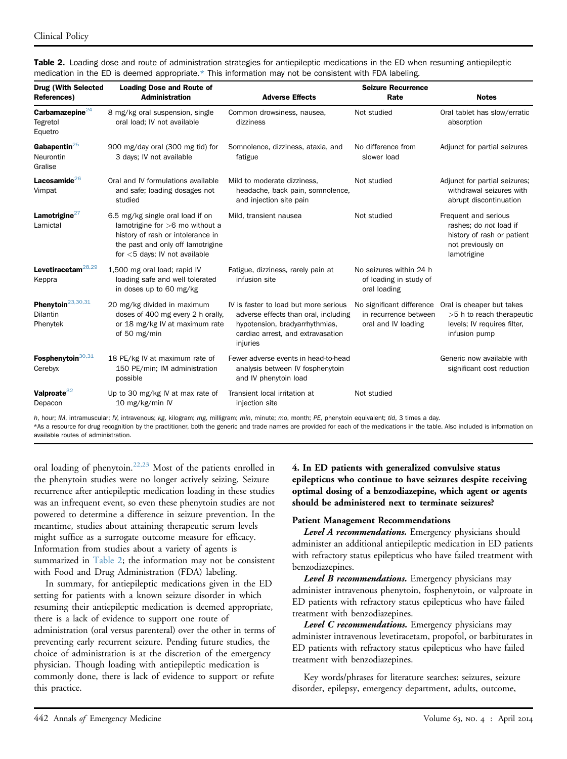**Table 2.** Loading dose and route of administration strategies for antiepileptic medications in the ED when resuming antiepileptic medication in the ED is deemed appropriate.* This information may not be consistent with FDA labeling.

| Drug (With Selected References) | Loading Dose and Route of Administration | Adverse Effects | Seizure Recurrence Rate | Notes |
|---|---|---|---|---|
| **Carbamazepine**[24] Tegretol Equetro | 8 mg/kg oral suspension, single oral load; IV not available | Common drowsiness, nausea, dizziness | Not studied | Oral tablet has slow/erratic absorption |
| **Gabapentin**[25] Neurontin Gralise | 900 mg/day oral (300 mg tid) for 3 days; IV not available | Somnolence, dizziness, ataxia, and fatigue | No difference from slower load | Adjunct for partial seizures |
| **Lacosamide**[26] Vimpat | Oral and IV formulations available and safe; loading dosages not studied | Mild to moderate dizziness, headache, back pain, somnolence, and injection site pain | Not studied | Adjunct for partial seizures; withdrawal seizures with abrupt discontinuation |
| **Lamotrigine**[27] Lamictal | 6.5 mg/kg single oral load if on lamotrigine for >6 mo without a history of rash or intolerance in the past and only off lamotrigine for <5 days; IV not available | Mild, transient nausea | Not studied | Frequent and serious rashes; do *not* load if history of rash or patient not previously on lamotrigine |
| **Levetiracetam**[28,29] Keppra | 1,500 mg oral load; rapid IV loading safe and well tolerated in doses up to 60 mg/kg | Fatigue, dizziness, rarely pain at infusion site | No seizures within 24 h of loading in study of oral loading | |
| **Phenytoin**[23,30,31] Dilantin Phenytek | 20 mg/kg divided in maximum doses of 400 mg every 2 h orally, or 18 mg/kg IV at maximum rate of 50 mg/min | IV is faster to load but more serious adverse effects than oral, including hypotension, bradyarrhythmias, cardiac arrest, and extravasation injuries | No significant difference in recurrence between oral and IV loading | Oral is cheaper but takes >5 h to reach therapeutic levels; IV requires filter, infusion pump |
| **Fosphenytoin**[30,31] Cerebyx | 18 PE/kg IV at maximum rate of 150 PE/min; IM administration possible | Fewer adverse events in head-to-head analysis between IV fosphenytoin and IV phenytoin load | | Generic now available with significant cost reduction |
| **Valproate**[32] Depacon | Up to 30 mg/kg IV at max rate of 10 mg/kg/min IV | Transient local irritation at injection site | Not studied | |

*h*, hour; *IM*, intramuscular; *IV*, intravenous; *kg*, kilogram; *mg*, milligram; *min*, minute; *mo*, month; *PE*, phenytoin equivalent; *tid*, 3 times a day.
*As a resource for drug recognition by the practitioner, both the generic and trade names are provided for each of the medications in the table. Also included is information on available routes of administration.

oral loading of phenytoin.[22,23] Most of the patients enrolled in the phenytoin studies were no longer actively seizing. Seizure recurrence after antiepileptic medication loading in these studies was an infrequent event, so even these phenytoin studies are not powered to determine a difference in seizure prevention. In the meantime, studies about attaining therapeutic serum levels might suffice as a surrogate outcome measure for efficacy. Information from studies about a variety of agents is summarized in Table 2; the information may not be consistent with Food and Drug Administration (FDA) labeling.

In summary, for antiepileptic medications given in the ED setting for patients with a known seizure disorder in which resuming their antiepileptic medication is deemed appropriate, there is a lack of evidence to support one route of administration (oral versus parenteral) over the other in terms of preventing early recurrent seizure. Pending future studies, the choice of administration is at the discretion of the emergency physician. Though loading with antiepileptic medication is commonly done, there is lack of evidence to support or refute this practice.

### 4. In ED patients with generalized convulsive status epilepticus who continue to have seizures despite receiving optimal dosing of a benzodiazepine, which agent or agents should be administered next to terminate seizures?

#### Patient Management Recommendations

***Level A recommendations.*** Emergency physicians should administer an additional antiepileptic medication in ED patients with refractory status epilepticus who have failed treatment with benzodiazepines.

***Level B recommendations.*** Emergency physicians may administer intravenous phenytoin, fosphenytoin, or valproate in ED patients with refractory status epilepticus who have failed treatment with benzodiazepines.

***Level C recommendations.*** Emergency physicians may administer intravenous levetiracetam, propofol, or barbiturates in ED patients with refractory status epilepticus who have failed treatment with benzodiazepines.

Key words/phrases for literature searches: seizures, seizure disorder, epilepsy, emergency department, adults, outcome,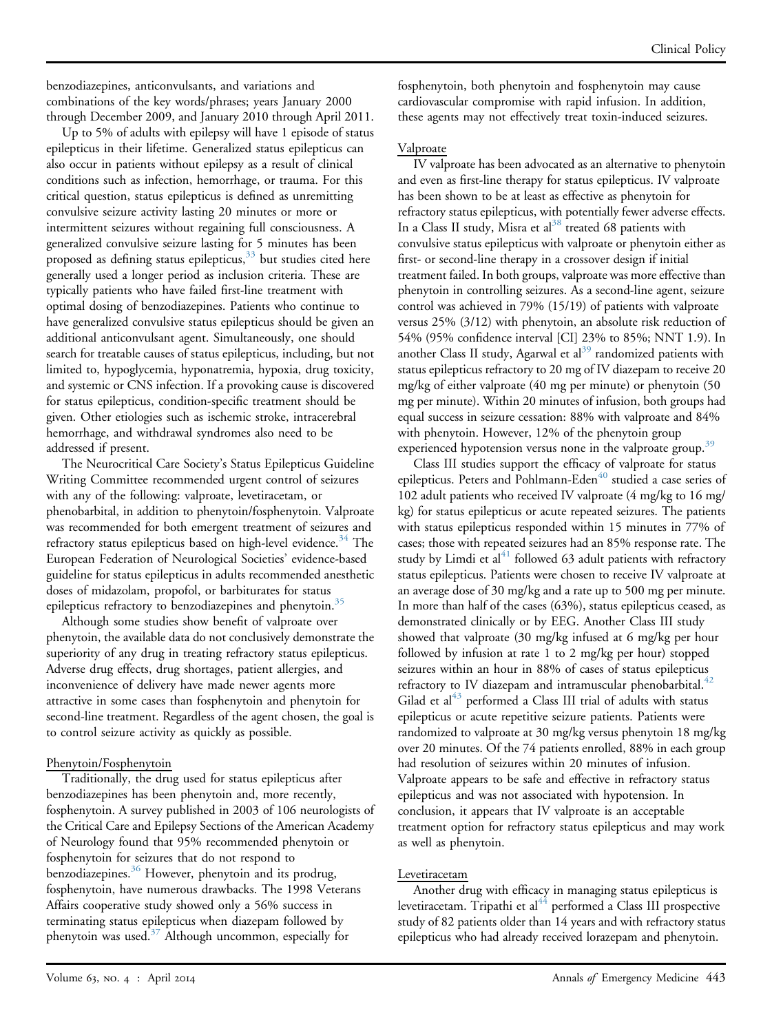benzodiazepines, anticonvulsants, and variations and combinations of the key words/phrases; years January 2000 through December 2009, and January 2010 through April 2011.

Up to 5% of adults with epilepsy will have 1 episode of status epilepticus in their lifetime. Generalized status epilepticus can also occur in patients without epilepsy as a result of clinical conditions such as infection, hemorrhage, or trauma. For this critical question, status epilepticus is defined as unremitting convulsive seizure activity lasting 20 minutes or more or intermittent seizures without regaining full consciousness. A generalized convulsive seizure lasting for 5 minutes has been proposed as defining status epilepticus,[33] but studies cited here generally used a longer period as inclusion criteria. These are typically patients who have failed first-line treatment with optimal dosing of benzodiazepines. Patients who continue to have generalized convulsive status epilepticus should be given an additional anticonvulsant agent. Simultaneously, one should search for treatable causes of status epilepticus, including, but not limited to, hypoglycemia, hyponatremia, hypoxia, drug toxicity, and systemic or CNS infection. If a provoking cause is discovered for status epilepticus, condition-specific treatment should be given. Other etiologies such as ischemic stroke, intracerebral hemorrhage, and withdrawal syndromes also need to be addressed if present.

The Neurocritical Care Society's Status Epilepticus Guideline Writing Committee recommended urgent control of seizures with any of the following: valproate, levetiracetam, or phenobarbital, in addition to phenytoin/fosphenytoin. Valproate was recommended for both emergent treatment of seizures and refractory status epilepticus based on high-level evidence.[34] The European Federation of Neurological Societies' evidence-based guideline for status epilepticus in adults recommended anesthetic doses of midazolam, propofol, or barbiturates for status epilepticus refractory to benzodiazepines and phenytoin.[35]

Although some studies show benefit of valproate over phenytoin, the available data do not conclusively demonstrate the superiority of any drug in treating refractory status epilepticus. Adverse drug effects, drug shortages, patient allergies, and inconvenience of delivery have made newer agents more attractive in some cases than fosphenytoin and phenytoin for second-line treatment. Regardless of the agent chosen, the goal is to control seizure activity as quickly as possible.

### Phenytoin/Fosphenytoin

Traditionally, the drug used for status epilepticus after benzodiazepines has been phenytoin and, more recently, fosphenytoin. A survey published in 2003 of 106 neurologists of the Critical Care and Epilepsy Sections of the American Academy of Neurology found that 95% recommended phenytoin or fosphenytoin for seizures that do not respond to benzodiazepines.[36] However, phenytoin and its prodrug, fosphenytoin, have numerous drawbacks. The 1998 Veterans Affairs cooperative study showed only a 56% success in terminating status epilepticus when diazepam followed by phenytoin was used.[37] Although uncommon, especially for fosphenytoin, both phenytoin and fosphenytoin may cause cardiovascular compromise with rapid infusion. In addition, these agents may not effectively treat toxin-induced seizures.

### Valproate

IV valproate has been advocated as an alternative to phenytoin and even as first-line therapy for status epilepticus. IV valproate has been shown to be at least as effective as phenytoin for refractory status epilepticus, with potentially fewer adverse effects. In a Class II study, Misra et al[38] treated 68 patients with convulsive status epilepticus with valproate or phenytoin either as first- or second-line therapy in a crossover design if initial treatment failed. In both groups, valproate was more effective than phenytoin in controlling seizures. As a second-line agent, seizure control was achieved in 79% (15/19) of patients with valproate versus 25% (3/12) with phenytoin, an absolute risk reduction of 54% (95% confidence interval [CI] 23% to 85%; NNT 1.9). In another Class II study, Agarwal et al[39] randomized patients with status epilepticus refractory to 20 mg of IV diazepam to receive 20 mg/kg of either valproate (40 mg per minute) or phenytoin (50 mg per minute). Within 20 minutes of infusion, both groups had equal success in seizure cessation: 88% with valproate and 84% with phenytoin. However, 12% of the phenytoin group experienced hypotension versus none in the valproate group.[39]

Class III studies support the efficacy of valproate for status epilepticus. Peters and Pohlmann-Eden[40] studied a case series of 102 adult patients who received IV valproate (4 mg/kg to 16 mg/kg) for status epilepticus or acute repeated seizures. The patients with status epilepticus responded within 15 minutes in 77% of cases; those with repeated seizures had an 85% response rate. The study by Limdi et al[41] followed 63 adult patients with refractory status epilepticus. Patients were chosen to receive IV valproate at an average dose of 30 mg/kg and a rate up to 500 mg per minute. In more than half of the cases (63%), status epilepticus ceased, as demonstrated clinically or by EEG. Another Class III study showed that valproate (30 mg/kg infused at 6 mg/kg per hour followed by infusion at rate 1 to 2 mg/kg per hour) stopped seizures within an hour in 88% of cases of status epilepticus refractory to IV diazepam and intramuscular phenobarbital.[42] Gilad et al[43] performed a Class III trial of adults with status epilepticus or acute repetitive seizure patients. Patients were randomized to valproate at 30 mg/kg versus phenytoin 18 mg/kg over 20 minutes. Of the 74 patients enrolled, 88% in each group had resolution of seizures within 20 minutes of infusion. Valproate appears to be safe and effective in refractory status epilepticus and was not associated with hypotension. In conclusion, it appears that IV valproate is an acceptable treatment option for refractory status epilepticus and may work as well as phenytoin.

### Levetiracetam

Another drug with efficacy in managing status epilepticus is levetiracetam. Tripathi et al[44] performed a Class III prospective study of 82 patients older than 14 years and with refractory status epilepticus who had already received lorazepam and phenytoin.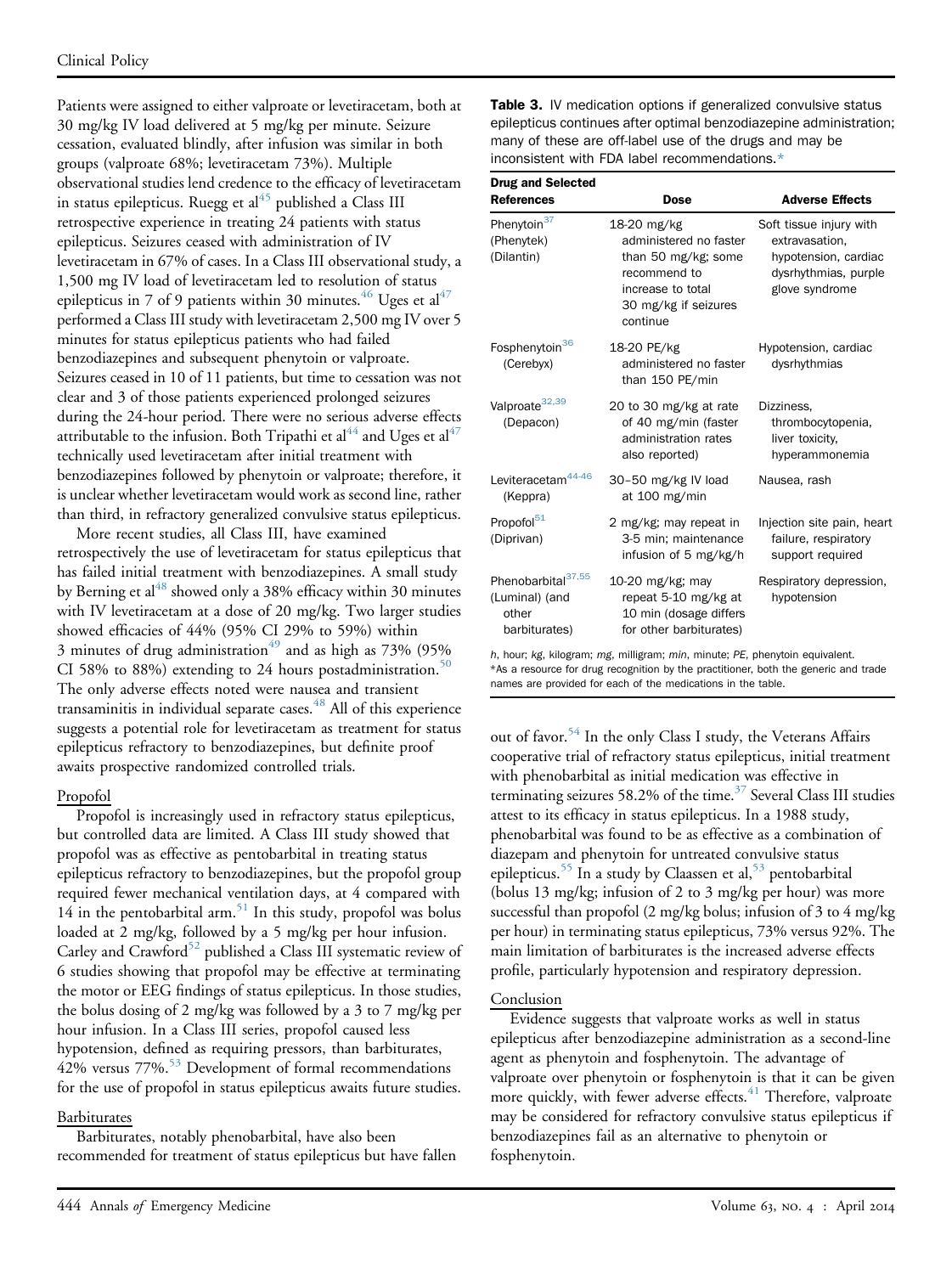Patients were assigned to either valproate or levetiracetam, both at 30 mg/kg IV load delivered at 5 mg/kg per minute. Seizure cessation, evaluated blindly, after infusion was similar in both groups (valproate 68%; levetiracetam 73%). Multiple observational studies lend credence to the efficacy of levetiracetam in status epilepticus. Ruegg et al[45] published a Class III retrospective experience in treating 24 patients with status epilepticus. Seizures ceased with administration of IV levetiracetam in 67% of cases. In a Class III observational study, a 1,500 mg IV load of levetiracetam led to resolution of status epilepticus in 7 of 9 patients within 30 minutes.[46] Uges et al[47] performed a Class III study with levetiracetam 2,500 mg IV over 5 minutes for status epilepticus patients who had failed benzodiazepines and subsequent phenytoin or valproate. Seizures ceased in 10 of 11 patients, but time to cessation was not clear and 3 of those patients experienced prolonged seizures during the 24-hour period. There were no serious adverse effects attributable to the infusion. Both Tripathi et al[44] and Uges et al[47] technically used levetiracetam after initial treatment with benzodiazepines followed by phenytoin or valproate; therefore, it is unclear whether levetiracetam would work as second line, rather than third, in refractory generalized convulsive status epilepticus.

More recent studies, all Class III, have examined retrospectively the use of levetiracetam for status epilepticus that has failed initial treatment with benzodiazepines. A small study by Berning et al[48] showed only a 38% efficacy within 30 minutes with IV levetiracetam at a dose of 20 mg/kg. Two larger studies showed efficacies of 44% (95% CI 29% to 59%) within 3 minutes of drug administration[49] and as high as 73% (95% CI 58% to 88%) extending to 24 hours postadministration.[50] The only adverse effects noted were nausea and transient transaminitis in individual separate cases.[48] All of this experience suggests a potential role for levetiracetam as treatment for status epilepticus refractory to benzodiazepines, but definite proof awaits prospective randomized controlled trials.

## Propofol

Propofol is increasingly used in refractory status epilepticus, but controlled data are limited. A Class III study showed that propofol was as effective as pentobarbital in treating status epilepticus refractory to benzodiazepines, but the propofol group required fewer mechanical ventilation days, at 4 compared with 14 in the pentobarbital arm.[51] In this study, propofol was bolus loaded at 2 mg/kg, followed by a 5 mg/kg per hour infusion. Carley and Crawford[52] published a Class III systematic review of 6 studies showing that propofol may be effective at terminating the motor or EEG findings of status epilepticus. In those studies, the bolus dosing of 2 mg/kg was followed by a 3 to 7 mg/kg per hour infusion. In a Class III series, propofol caused less hypotension, defined as requiring pressors, than barbiturates, 42% versus 77%.[53] Development of formal recommendations for the use of propofol in status epilepticus awaits future studies.

## Barbiturates

Barbiturates, notably phenobarbital, have also been recommended for treatment of status epilepticus but have fallen out of favor.[54] In the only Class I study, the Veterans Affairs cooperative trial of refractory status epilepticus, initial treatment with phenobarbital as initial medication was effective in terminating seizures 58.2% of the time.[37] Several Class III studies attest to its efficacy in status epilepticus. In a 1988 study, phenobarbital was found to be as effective as a combination of diazepam and phenytoin for untreated convulsive status epilepticus.[55] In a study by Claassen et al,[53] pentobarbital (bolus 13 mg/kg; infusion of 2 to 3 mg/kg per hour) was more successful than propofol (2 mg/kg bolus; infusion of 3 to 4 mg/kg per hour) in terminating status epilepticus, 73% versus 92%. The main limitation of barbiturates is the increased adverse effects profile, particularly hypotension and respiratory depression.

**Table 3.** IV medication options if generalized convulsive status epilepticus continues after optimal benzodiazepine administration; many of these are off-label use of the drugs and may be inconsistent with FDA label recommendations.*

| Drug and Selected References | Dose | Adverse Effects |
|---|---|---|
| Phenytoin[37] (Phenytek) (Dilantin) | 18-20 mg/kg administered no faster than 50 mg/kg; some recommend to increase to total 30 mg/kg if seizures continue | Soft tissue injury with extravasation, hypotension, cardiac dysrhythmias, purple glove syndrome |
| Fosphenytoin[36] (Cerebyx) | 18-20 PE/kg administered no faster than 150 PE/min | Hypotension, cardiac dysrhythmias |
| Valproate[32,39] (Depacon) | 20 to 30 mg/kg at rate of 40 mg/min (faster administration rates also reported) | Dizziness, thrombocytopenia, liver toxicity, hyperammonemia |
| Leviteracetam[44-46] (Keppra) | 30–50 mg/kg IV load at 100 mg/min | Nausea, rash |
| Propofol[51] (Diprivan) | 2 mg/kg; may repeat in 3-5 min; maintenance infusion of 5 mg/kg/h | Injection site pain, heart failure, respiratory support required |
| Phenobarbital[37,55] (Luminal) (and other barbiturates) | 10-20 mg/kg; may repeat 5-10 mg/kg at 10 min (dosage differs for other barbiturates) | Respiratory depression, hypotension |

*h*, hour; *kg*, kilogram; *mg*, milligram; *min*, minute; *PE*, phenytoin equivalent.
*As a resource for drug recognition by the practitioner, both the generic and trade names are provided for each of the medications in the table.

## Conclusion

Evidence suggests that valproate works as well in status epilepticus after benzodiazepine administration as a second-line agent as phenytoin and fosphenytoin. The advantage of valproate over phenytoin or fosphenytoin is that it can be given more quickly, with fewer adverse effects.[41] Therefore, valproate may be considered for refractory convulsive status epilepticus if benzodiazepines fail as an alternative to phenytoin or fosphenytoin.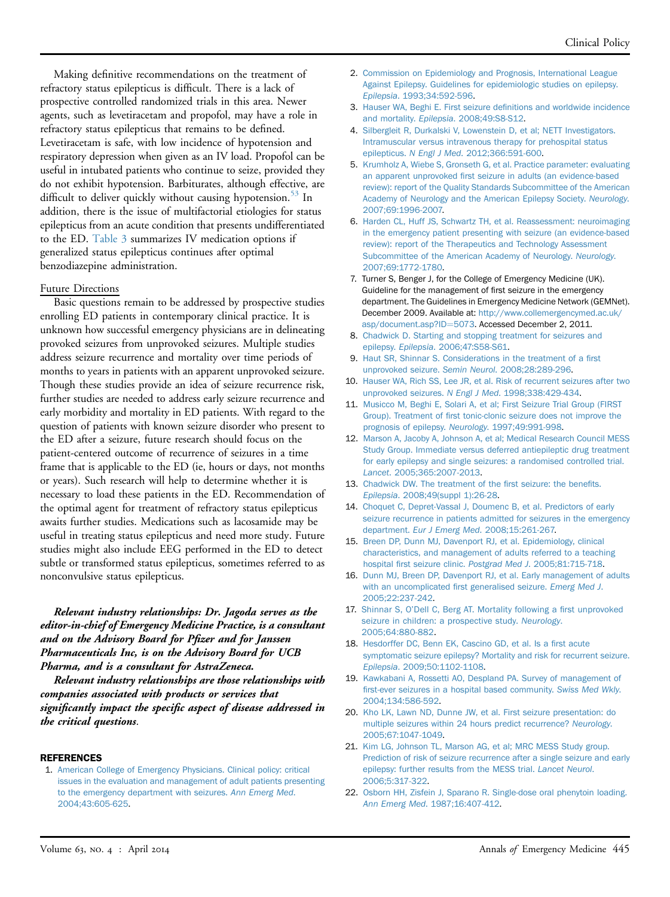Making definitive recommendations on the treatment of refractory status epilepticus is difficult. There is a lack of prospective controlled randomized trials in this area. Newer agents, such as levetiracetam and propofol, may have a role in refractory status epilepticus that remains to be defined. Levetiracetam is safe, with low incidence of hypotension and respiratory depression when given as an IV load. Propofol can be useful in intubated patients who continue to seize, provided they do not exhibit hypotension. Barbiturates, although effective, are difficult to deliver quickly without causing hypotension.[53] In addition, there is the issue of multifactorial etiologies for status epilepticus from an acute condition that presents undifferentiated to the ED. Table 3 summarizes IV medication options if generalized status epilepticus continues after optimal benzodiazepine administration.

## Future Directions

Basic questions remain to be addressed by prospective studies enrolling ED patients in contemporary clinical practice. It is unknown how successful emergency physicians are in delineating provoked seizures from unprovoked seizures. Multiple studies address seizure recurrence and mortality over time periods of months to years in patients with an apparent unprovoked seizure. Though these studies provide an idea of seizure recurrence risk, further studies are needed to address early seizure recurrence and early morbidity and mortality in ED patients. With regard to the question of patients with known seizure disorder who present to the ED after a seizure, future research should focus on the patient-centered outcome of recurrence of seizures in a time frame that is applicable to the ED (ie, hours or days, not months or years). Such research will help to determine whether it is necessary to load these patients in the ED. Recommendation of the optimal agent for treatment of refractory status epilepticus awaits further studies. Medications such as lacosamide may be useful in treating status epilepticus and need more study. Future studies might also include EEG performed in the ED to detect subtle or transformed status epilepticus, sometimes referred to as nonconvulsive status epilepticus.

***Relevant industry relationships: Dr. Jagoda serves as the editor-in-chief of Emergency Medicine Practice, is a consultant and on the Advisory Board for Pfizer and for Janssen Pharmaceuticals Inc, is on the Advisory Board for UCB Pharma, and is a consultant for AstraZeneca.***

***Relevant industry relationships are those relationships with companies associated with products or services that significantly impact the specific aspect of disease addressed in the critical questions.***

## REFERENCES

1. American College of Emergency Physicians. Clinical policy: critical issues in the evaluation and management of adult patients presenting to the emergency department with seizures. *Ann Emerg Med*. 2004;43:605-625.
2. Commission on Epidemiology and Prognosis, International League Against Epilepsy. Guidelines for epidemiologic studies on epilepsy. *Epilepsia*. 1993;34:592-596.
3. Hauser WA, Beghi E. First seizure definitions and worldwide incidence and mortality. *Epilepsia*. 2008;49:S8-S12.
4. Silbergleit R, Durkalski V, Lowenstein D, et al; NETT Investigators. Intramuscular versus intravenous therapy for prehospital status epilepticus. *N Engl J Med*. 2012;366:591-600.
5. Krumholz A, Wiebe S, Gronseth G, et al. Practice parameter: evaluating an apparent unprovoked first seizure in adults (an evidence-based review): report of the Quality Standards Subcommittee of the American Academy of Neurology and the American Epilepsy Society. *Neurology*. 2007;69:1996-2007.
6. Harden CL, Huff JS, Schwartz TH, et al. Reassessment: neuroimaging in the emergency patient presenting with seizure (an evidence-based review): report of the Therapeutics and Technology Assessment Subcommittee of the American Academy of Neurology. *Neurology*. 2007;69:1772-1780.
7. Turner S, Benger J, for the College of Emergency Medicine (UK). Guideline for the management of first seizure in the emergency department. The Guidelines in Emergency Medicine Network (GEMNet). December 2009. Available at: http://www.collemergencymed.ac.uk/asp/document.asp?ID=5073. Accessed December 2, 2011.
8. Chadwick D. Starting and stopping treatment for seizures and epilepsy. *Epilepsia*. 2006;47:S58-S61.
9. Haut SR, Shinnar S. Considerations in the treatment of a first unprovoked seizure. *Semin Neurol*. 2008;28:289-296.
10. Hauser WA, Rich SS, Lee JR, et al. Risk of recurrent seizures after two unprovoked seizures. *N Engl J Med*. 1998;338:429-434.
11. Musicco M, Beghi E, Solari A, et al; First Seizure Trial Group (FIRST Group). Treatment of first tonic-clonic seizure does not improve the prognosis of epilepsy. *Neurology*. 1997;49:991-998.
12. Marson A, Jacoby A, Johnson A, et al; Medical Research Council MESS Study Group. Immediate versus deferred antiepileptic drug treatment for early epilepsy and single seizures: a randomised controlled trial. *Lancet*. 2005;365:2007-2013.
13. Chadwick DW. The treatment of the first seizure: the benefits. *Epilepsia*. 2008;49(suppl 1):26-28.
14. Choquet C, Depret-Vassal J, Doumenc B, et al. Predictors of early seizure recurrence in patients admitted for seizures in the emergency department. *Eur J Emerg Med*. 2008;15:261-267.
15. Breen DP, Dunn MJ, Davenport RJ, et al. Epidemiology, clinical characteristics, and management of adults referred to a teaching hospital first seizure clinic. *Postgrad Med J*. 2005;81:715-718.
16. Dunn MJ, Breen DP, Davenport RJ, et al. Early management of adults with an uncomplicated first generalised seizure. *Emerg Med J*. 2005;22:237-242.
17. Shinnar S, O'Dell C, Berg AT. Mortality following a first unprovoked seizure in children: a prospective study. *Neurology*. 2005;64:880-882.
18. Hesdorffer DC, Benn EK, Cascino GD, et al. Is a first acute symptomatic seizure epilepsy? Mortality and risk for recurrent seizure. *Epilepsia*. 2009;50:1102-1108.
19. Kawkabani A, Rossetti AO, Despland PA. Survey of management of first-ever seizures in a hospital based community. *Swiss Med Wkly*. 2004;134:586-592.
20. Kho LK, Lawn ND, Dunne JW, et al. First seizure presentation: do multiple seizures within 24 hours predict recurrence? *Neurology*. 2005;67:1047-1049.
21. Kim LG, Johnson TL, Marson AG, et al; MRC MESS Study group. Prediction of risk of seizure recurrence after a single seizure and early epilepsy: further results from the MESS trial. *Lancet Neurol*. 2006;5:317-322.
22. Osborn HH, Zisfein J, Sparano R. Single-dose oral phenytoin loading. *Ann Emerg Med*. 1987;16:407-412.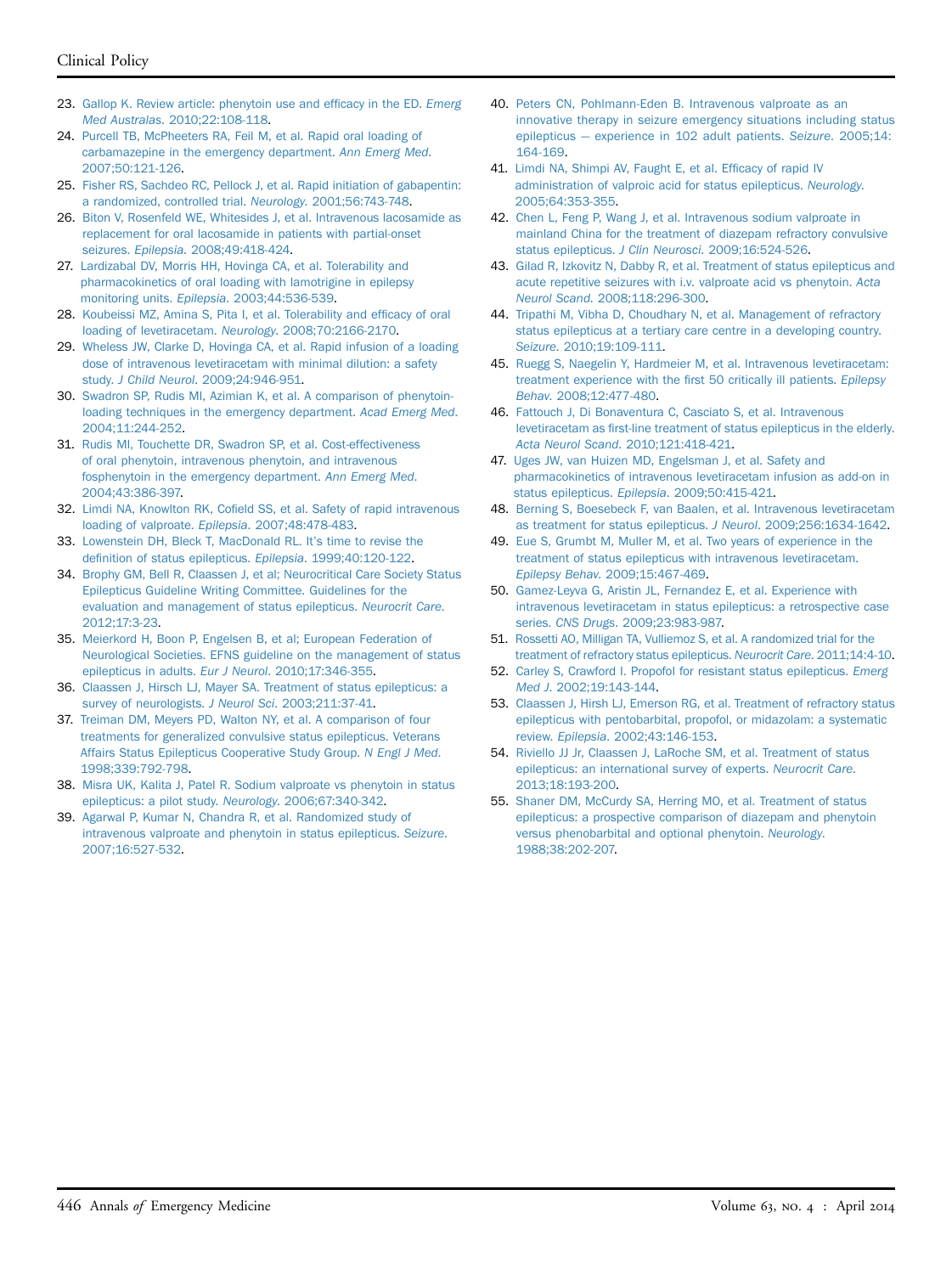23. Gallop K. Review article: phenytoin use and efficacy in the ED. *Emerg Med Australas*. 2010;22:108-118.
24. Purcell TB, McPheeters RA, Feil M, et al. Rapid oral loading of carbamazepine in the emergency department. *Ann Emerg Med*. 2007;50:121-126.
25. Fisher RS, Sachdeo RC, Pellock J, et al. Rapid initiation of gabapentin: a randomized, controlled trial. *Neurology*. 2001;56:743-748.
26. Biton V, Rosenfeld WE, Whitesides J, et al. Intravenous lacosamide as replacement for oral lacosamide in patients with partial-onset seizures. *Epilepsia*. 2008;49:418-424.
27. Lardizabal DV, Morris HH, Hovinga CA, et al. Tolerability and pharmacokinetics of oral loading with lamotrigine in epilepsy monitoring units. *Epilepsia*. 2003;44:536-539.
28. Koubeissi MZ, Amina S, Pita I, et al. Tolerability and efficacy of oral loading of levetiracetam. *Neurology*. 2008;70:2166-2170.
29. Wheless JW, Clarke D, Hovinga CA, et al. Rapid infusion of a loading dose of intravenous levetiracetam with minimal dilution: a safety study. *J Child Neurol*. 2009;24:946-951.
30. Swadron SP, Rudis MI, Azimian K, et al. A comparison of phenytoin-loading techniques in the emergency department. *Acad Emerg Med*. 2004;11:244-252.
31. Rudis MI, Touchette DR, Swadron SP, et al. Cost-effectiveness of oral phenytoin, intravenous phenytoin, and intravenous fosphenytoin in the emergency department. *Ann Emerg Med*. 2004;43:386-397.
32. Limdi NA, Knowlton RK, Cofield SS, et al. Safety of rapid intravenous loading of valproate. *Epilepsia*. 2007;48:478-483.
33. Lowenstein DH, Bleck T, MacDonald RL. It's time to revise the definition of status epilepticus. *Epilepsia*. 1999;40:120-122.
34. Brophy GM, Bell R, Claassen J, et al; Neurocritical Care Society Status Epilepticus Guideline Writing Committee. Guidelines for the evaluation and management of status epilepticus. *Neurocrit Care*. 2012;17:3-23.
35. Meierkord H, Boon P, Engelsen B, et al; European Federation of Neurological Societies. EFNS guideline on the management of status epilepticus in adults. *Eur J Neurol*. 2010;17:346-355.
36. Claassen J, Hirsch LJ, Mayer SA. Treatment of status epilepticus: a survey of neurologists. *J Neurol Sci*. 2003;211:37-41.
37. Treiman DM, Meyers PD, Walton NY, et al. A comparison of four treatments for generalized convulsive status epilepticus. Veterans Affairs Status Epilepticus Cooperative Study Group. *N Engl J Med*. 1998;339:792-798.
38. Misra UK, Kalita J, Patel R. Sodium valproate vs phenytoin in status epilepticus: a pilot study. *Neurology*. 2006;67:340-342.
39. Agarwal P, Kumar N, Chandra R, et al. Randomized study of intravenous valproate and phenytoin in status epilepticus. *Seizure*. 2007;16:527-532.
40. Peters CN, Pohlmann-Eden B. Intravenous valproate as an innovative therapy in seizure emergency situations including status epilepticus — experience in 102 adult patients. *Seizure*. 2005;14:164-169.
41. Limdi NA, Shimpi AV, Faught E, et al. Efficacy of rapid IV administration of valproic acid for status epilepticus. *Neurology*. 2005;64:353-355.
42. Chen L, Feng P, Wang J, et al. Intravenous sodium valproate in mainland China for the treatment of diazepam refractory convulsive status epilepticus. *J Clin Neurosci*. 2009;16:524-526.
43. Gilad R, Izkovitz N, Dabby R, et al. Treatment of status epilepticus and acute repetitive seizures with i.v. valproate acid vs phenytoin. *Acta Neurol Scand*. 2008;118:296-300.
44. Tripathi M, Vibha D, Choudhary N, et al. Management of refractory status epilepticus at a tertiary care centre in a developing country. *Seizure*. 2010;19:109-111.
45. Ruegg S, Naegelin Y, Hardmeier M, et al. Intravenous levetiracetam: treatment experience with the first 50 critically ill patients. *Epilepsy Behav*. 2008;12:477-480.
46. Fattouch J, Di Bonaventura C, Casciato S, et al. Intravenous levetiracetam as first-line treatment of status epilepticus in the elderly. *Acta Neurol Scand*. 2010;121:418-421.
47. Uges JW, van Huizen MD, Engelsman J, et al. Safety and pharmacokinetics of intravenous levetiracetam infusion as add-on in status epilepticus. *Epilepsia*. 2009;50:415-421.
48. Berning S, Boesebeck F, van Baalen, et al. Intravenous levetiracetam as treatment for status epilepticus. *J Neurol*. 2009;256:1634-1642.
49. Eue S, Grumbt M, Muller M, et al. Two years of experience in the treatment of status epilepticus with intravenous levetiracetam. *Epilepsy Behav*. 2009;15:467-469.
50. Gamez-Leyva G, Aristin JL, Fernandez E, et al. Experience with intravenous levetiracetam in status epilepticus: a retrospective case series. *CNS Drugs*. 2009;23:983-987.
51. Rossetti AO, Milligan TA, Vulliemoz S, et al. A randomized trial for the treatment of refractory status epilepticus. *Neurocrit Care*. 2011;14:4-10.
52. Carley S, Crawford I. Propofol for resistant status epilepticus. *Emerg Med J*. 2002;19:143-144.
53. Claassen J, Hirsh LJ, Emerson RG, et al. Treatment of refractory status epilepticus with pentobarbital, propofol, or midazolam: a systematic review. *Epilepsia*. 2002;43:146-153.
54. Riviello JJ Jr, Claassen J, LaRoche SM, et al. Treatment of status epilepticus: an international survey of experts. *Neurocrit Care*. 2013;18:193-200.
55. Shaner DM, McCurdy SA, Herring MO, et al. Treatment of status epilepticus: a prospective comparison of diazepam and phenytoin versus phenobarbital and optional phenytoin. *Neurology*. 1988;38:202-207.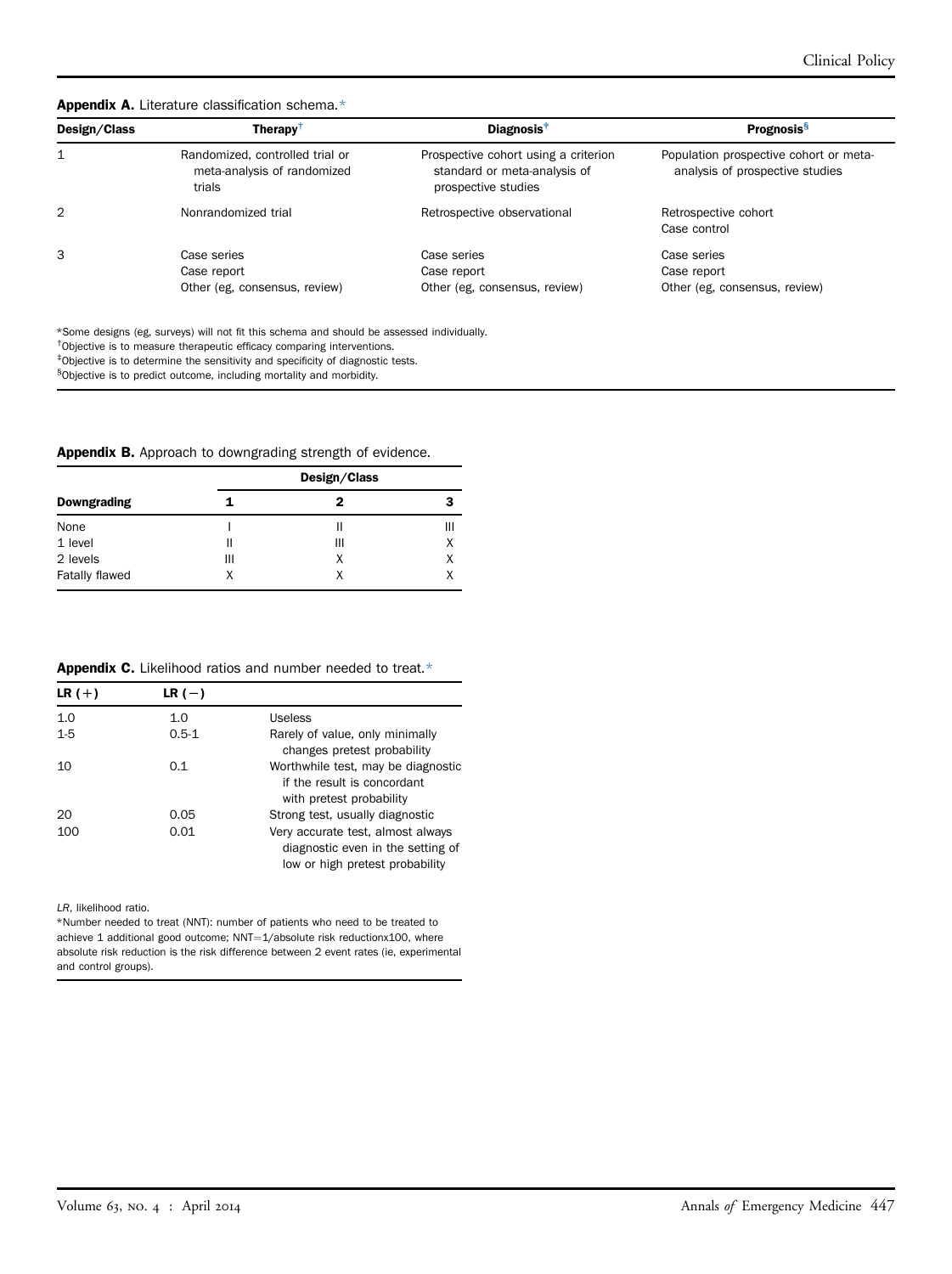**Appendix A.** Literature classification schema.*

| Design/Class | Therapy[†] | Diagnosis[‡] | Prognosis[§] |
|---|---|---|---|
| 1 | Randomized, controlled trial or meta-analysis of randomized trials | Prospective cohort using a criterion standard or meta-analysis of prospective studies | Population prospective cohort or meta-analysis of prospective studies |
| 2 | Nonrandomized trial | Retrospective observational | Retrospective cohort<br>Case control |
| 3 | Case series<br>Case report<br>Other (eg, consensus, review) | Case series<br>Case report<br>Other (eg, consensus, review) | Case series<br>Case report<br>Other (eg, consensus, review) |

*Some designs (eg, surveys) will not fit this schema and should be assessed individually.
[†]Objective is to measure therapeutic efficacy comparing interventions.
[‡]Objective is to determine the sensitivity and specificity of diagnostic tests.
[§]Objective is to predict outcome, including mortality and morbidity.

**Appendix B.** Approach to downgrading strength of evidence.

| | Design/Class | | |
|---|---|---|---|
| **Downgrading** | **1** | **2** | **3** |
| None | I | II | III |
| 1 level | II | III | X |
| 2 levels | III | X | X |
| Fatally flawed | X | X | X |

**Appendix C.** Likelihood ratios and number needed to treat.*

| LR (+) | LR (−) | |
|---|---|---|
| 1.0 | 1.0 | Useless |
| 1-5 | 0.5-1 | Rarely of value, only minimally changes pretest probability |
| 10 | 0.1 | Worthwhile test, may be diagnostic if the result is concordant with pretest probability |
| 20 | 0.05 | Strong test, usually diagnostic |
| 100 | 0.01 | Very accurate test, almost always diagnostic even in the setting of low or high pretest probability |

*LR*, likelihood ratio.
*Number needed to treat (NNT): number of patients who need to be treated to achieve 1 additional good outcome; NNT=1/absolute risk reductionx100, where absolute risk reduction is the risk difference between 2 event rates (ie, experimental and control groups).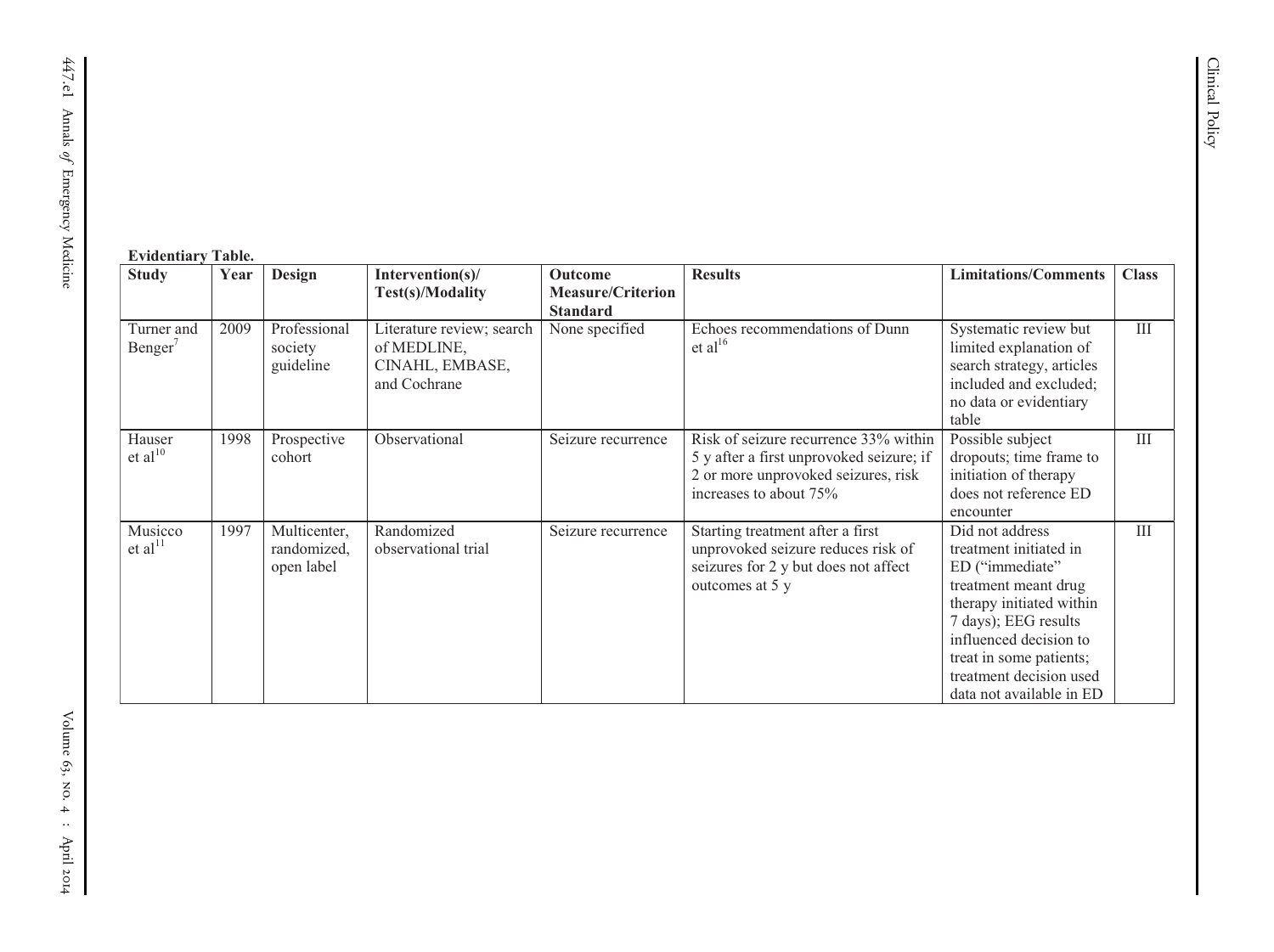**Evidentiary Table.**

| Study | Year | Design | Intervention(s)/ Test(s)/Modality | Outcome Measure/Criterion Standard | Results | Limitations/Comments | Class |
|---|---|---|---|---|---|---|---|
| Turner and Benger[7] | 2009 | Professional society guideline | Literature review; search of MEDLINE, CINAHL, EMBASE, and Cochrane | None specified | Echoes recommendations of Dunn et al[16] | Systematic review but limited explanation of search strategy, articles included and excluded; no data or evidentiary table | III |
| Hauser et al[10] | 1998 | Prospective cohort | Observational | Seizure recurrence | Risk of seizure recurrence 33% within 5 y after a first unprovoked seizure; if 2 or more unprovoked seizures, risk increases to about 75% | Possible subject dropouts; time frame to initiation of therapy does not reference ED encounter | III |
| Musicco et al[11] | 1997 | Multicenter, randomized, open label | Randomized observational trial | Seizure recurrence | Starting treatment after a first unprovoked seizure reduces risk of seizures for 2 y but does not affect outcomes at 5 y | Did not address treatment initiated in ED ("immediate" treatment meant drug therapy initiated within 7 days); EEG results influenced decision to treat in some patients; treatment decision used data not available in ED | III |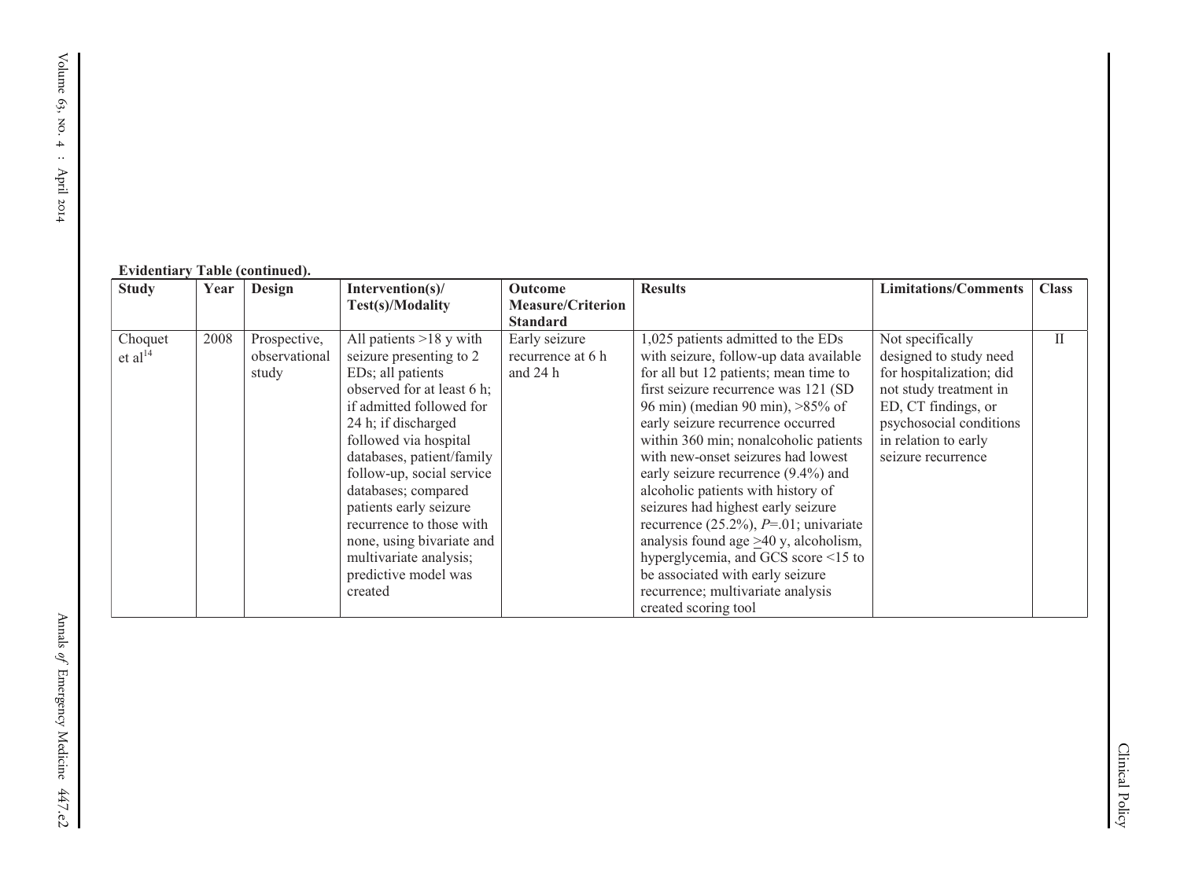**Evidentiary Table (continued).**

| Study | Year | Design | Intervention(s)/ Test(s)/Modality | Outcome Measure/Criterion Standard | Results | Limitations/Comments | Class |
| --- | --- | --- | --- | --- | --- | --- | --- |
| Choquet et al[14] | 2008 | Prospective, observational study | All patients >18 y with seizure presenting to 2 EDs; all patients observed for at least 6 h; if admitted followed for 24 h; if discharged followed via hospital databases, patient/family follow-up, social service databases; compared patients early seizure recurrence to those with none, using bivariate and multivariate analysis; predictive model was created | Early seizure recurrence at 6 h and 24 h | 1,025 patients admitted to the EDs with seizure, follow-up data available for all but 12 patients; mean time to first seizure recurrence was 121 (SD 96 min) (median 90 min), >85% of early seizure recurrence occurred within 360 min; nonalcoholic patients with new-onset seizures had lowest early seizure recurrence (9.4%) and alcoholic patients with history of seizures had highest early seizure recurrence (25.2%), $P$=.01; univariate analysis found age ≥40 y, alcoholism, hyperglycemia, and GCS score <15 to be associated with early seizure recurrence; multivariate analysis created scoring tool | Not specifically designed to study need for hospitalization; did not study treatment in ED, CT findings, or psychosocial conditions in relation to early seizure recurrence | II |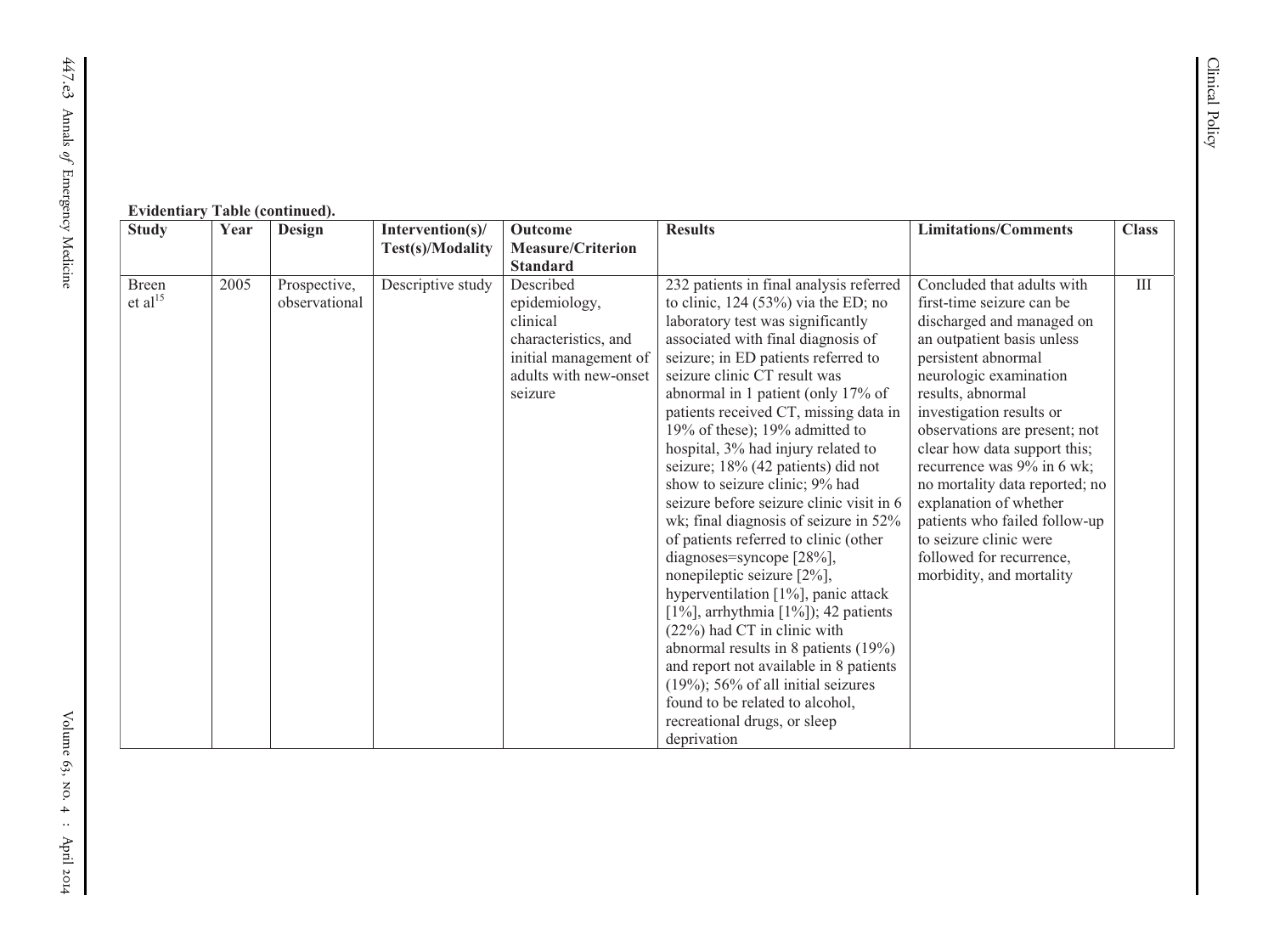**Evidentiary Table (continued).**

| Study | Year | Design | Intervention(s)/ Test(s)/Modality | Outcome Measure/Criterion Standard | Results | Limitations/Comments | Class |
|---|---|---|---|---|---|---|---|
| Breen et al[15] | 2005 | Prospective, observational | Descriptive study | Described epidemiology, clinical characteristics, and initial management of adults with new-onset seizure | 232 patients in final analysis referred to clinic, 124 (53%) via the ED; no laboratory test was significantly associated with final diagnosis of seizure; in ED patients referred to seizure clinic CT result was abnormal in 1 patient (only 17% of patients received CT, missing data in 19% of these); 19% admitted to hospital, 3% had injury related to seizure; 18% (42 patients) did not show to seizure clinic; 9% had seizure before seizure clinic visit in 6 wk; final diagnosis of seizure in 52% of patients referred to clinic (other diagnoses=syncope [28%], nonepileptic seizure [2%], hyperventilation [1%], panic attack [1%], arrhythmia [1%]); 42 patients (22%) had CT in clinic with abnormal results in 8 patients (19%) and report not available in 8 patients (19%); 56% of all initial seizures found to be related to alcohol, recreational drugs, or sleep deprivation | Concluded that adults with first-time seizure can be discharged and managed on an outpatient basis unless persistent abnormal neurologic examination results, abnormal investigation results or observations are present; not clear how data support this; recurrence was 9% in 6 wk; no mortality data reported; no explanation of whether patients who failed follow-up to seizure clinic were followed for recurrence, morbidity, and mortality | III |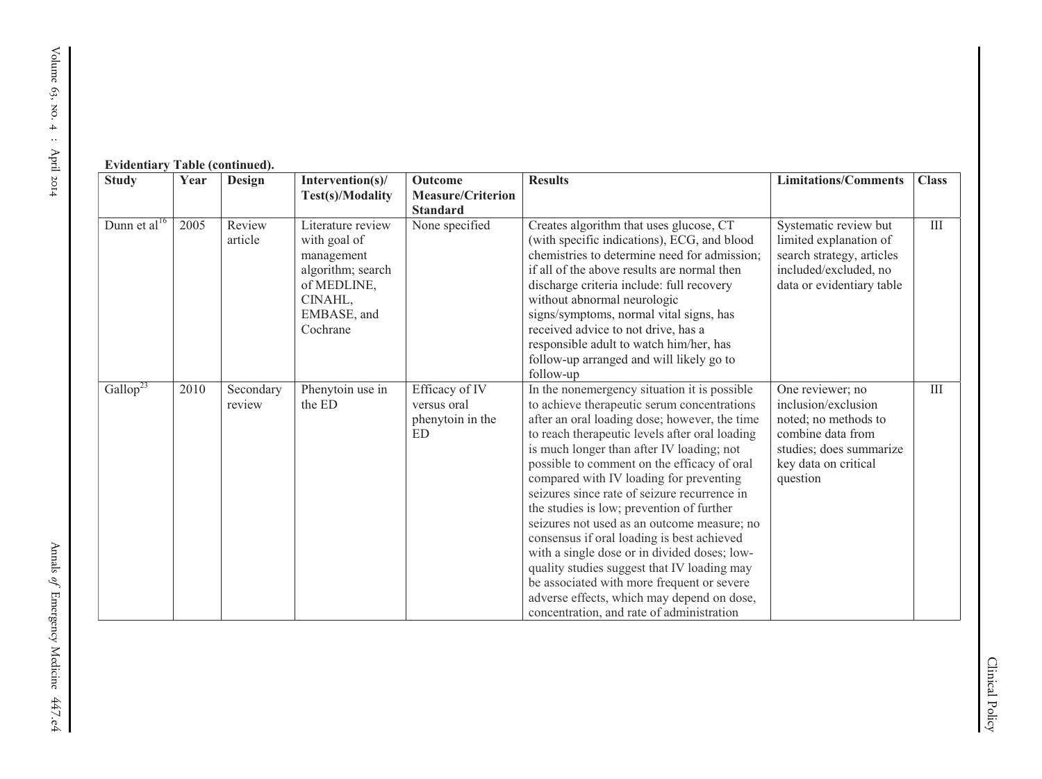**Evidentiary Table (continued).**

| Study | Year | Design | Intervention(s)/ Test(s)/Modality | Outcome Measure/Criterion Standard | Results | Limitations/Comments | Class |
|---|---|---|---|---|---|---|---|
| Dunn et al[16] | 2005 | Review article | Literature review with goal of management algorithm; search of MEDLINE, CINAHL, EMBASE, and Cochrane | None specified | Creates algorithm that uses glucose, CT (with specific indications), ECG, and blood chemistries to determine need for admission; if all of the above results are normal then discharge criteria include: full recovery without abnormal neurologic signs/symptoms, normal vital signs, has received advice to not drive, has a responsible adult to watch him/her, has follow-up arranged and will likely go to follow-up | Systematic review but limited explanation of search strategy, articles included/excluded, no data or evidentiary table | III |
| Gallop[23] | 2010 | Secondary review | Phenytoin use in the ED | Efficacy of IV versus oral phenytoin in the ED | In the nonemergency situation it is possible to achieve therapeutic serum concentrations after an oral loading dose; however, the time to reach therapeutic levels after oral loading is much longer than after IV loading; not possible to comment on the efficacy of oral compared with IV loading for preventing seizures since rate of seizure recurrence in the studies is low; prevention of further seizures not used as an outcome measure; no consensus if oral loading is best achieved with a single dose or in divided doses; low-quality studies suggest that IV loading may be associated with more frequent or severe adverse effects, which may depend on dose, concentration, and rate of administration | One reviewer; no inclusion/exclusion noted; no methods to combine data from studies; does summarize key data on critical question | III |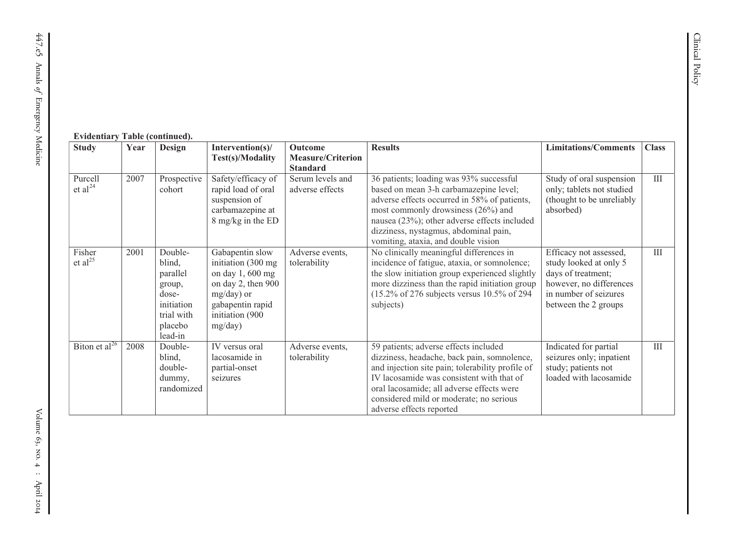**Evidentiary Table (continued).**

| Study | Year | Design | Intervention(s)/ Test(s)/Modality | Outcome Measure/Criterion Standard | Results | Limitations/Comments | Class |
|---|---|---|---|---|---|---|---|
| Purcell et al[24] | 2007 | Prospective cohort | Safety/efficacy of rapid load of oral suspension of carbamazepine at 8 mg/kg in the ED | Serum levels and adverse effects | 36 patients; loading was 93% successful based on mean 3-h carbamazepine level; adverse effects occurred in 58% of patients, most commonly drowsiness (26%) and nausea (23%); other adverse effects included dizziness, nystagmus, abdominal pain, vomiting, ataxia, and double vision | Study of oral suspension only; tablets not studied (thought to be unreliably absorbed) | III |
| Fisher et al[25] | 2001 | Double-blind, parallel group, dose-initiation trial with placebo lead-in | Gabapentin slow initiation (300 mg on day 1, 600 mg on day 2, then 900 mg/day) or gabapentin rapid initiation (900 mg/day) | Adverse events, tolerability | No clinically meaningful differences in incidence of fatigue, ataxia, or somnolence; the slow initiation group experienced slightly more dizziness than the rapid initiation group (15.2% of 276 subjects versus 10.5% of 294 subjects) | Efficacy not assessed, study looked at only 5 days of treatment; however, no differences in number of seizures between the 2 groups | III |
| Biton et al[26] | 2008 | Double-blind, double-dummy, randomized | IV versus oral lacosamide in partial-onset seizures | Adverse events, tolerability | 59 patients; adverse effects included dizziness, headache, back pain, somnolence, and injection site pain; tolerability profile of IV lacosamide was consistent with that of oral lacosamide; all adverse effects were considered mild or moderate; no serious adverse effects reported | Indicated for partial seizures only; inpatient study; patients not loaded with lacosamide | III |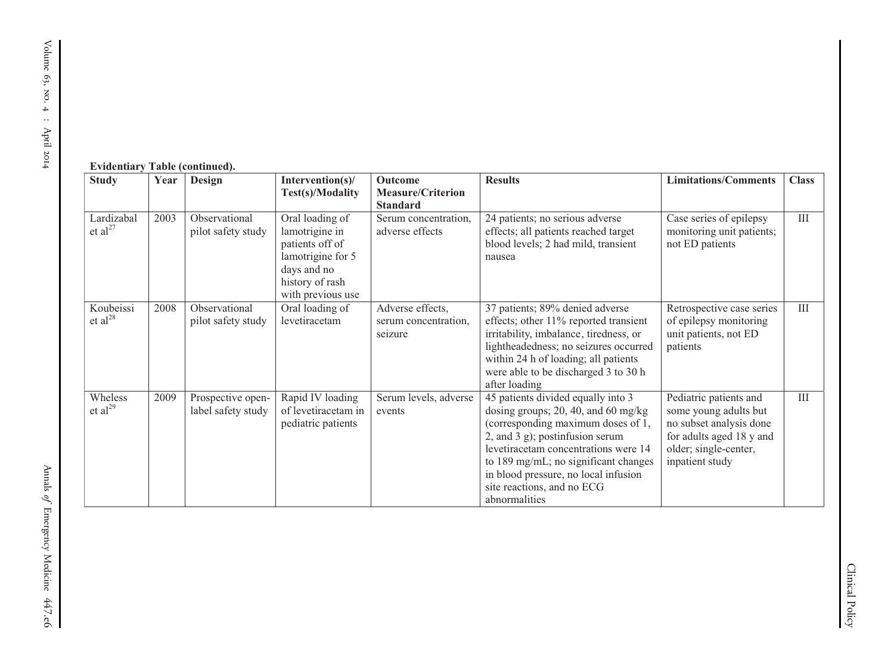**Evidentiary Table (continued).**

| Study | Year | Design | Intervention(s)/ Test(s)/Modality | Outcome Measure/Criterion Standard | Results | Limitations/Comments | Class |
|---|---|---|---|---|---|---|---|
| Lardizabal et al[27] | 2003 | Observational pilot safety study | Oral loading of lamotrigine in patients off of lamotrigine for 5 days and no history of rash with previous use | Serum concentration, adverse effects | 24 patients; no serious adverse effects; all patients reached target blood levels; 2 had mild, transient nausea | Case series of epilepsy monitoring unit patients; not ED patients | III |
| Koubeissi et al[28] | 2008 | Observational pilot safety study | Oral loading of levetiracetam | Adverse effects, serum concentration, seizure | 37 patients; 89% denied adverse effects; other 11% reported transient irritability, imbalance, tiredness, or lightheadedness; no seizures occurred within 24 h of loading; all patients were able to be discharged 3 to 30 h after loading | Retrospective case series of epilepsy monitoring unit patients, not ED patients | III |
| Wheless et al[29] | 2009 | Prospective open-label safety study | Rapid IV loading of levetiracetam in pediatric patients | Serum levels, adverse events | 45 patients divided equally into 3 dosing groups; 20, 40, and 60 mg/kg (corresponding maximum doses of 1, 2, and 3 g); postinfusion serum levetiracetam concentrations were 14 to 189 mg/mL; no significant changes in blood pressure, no local infusion site reactions, and no ECG abnormalities | Pediatric patients and some young adults but no subset analysis done for adults aged 18 y and older; single-center, inpatient study | III |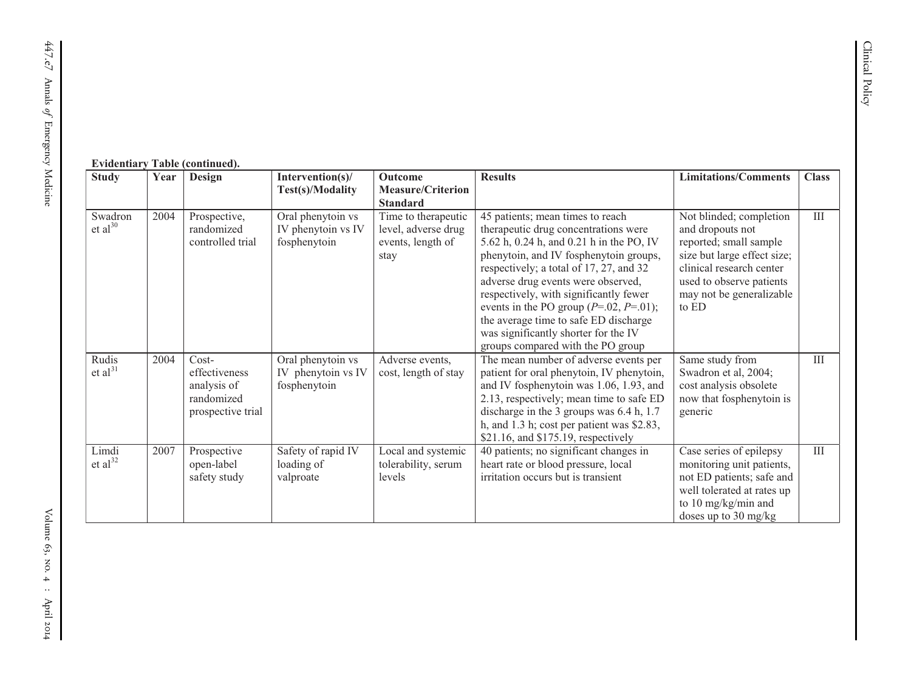**Evidentiary Table (continued).**

| Study | Year | Design | Intervention(s)/ Test(s)/Modality | Outcome Measure/Criterion Standard | Results | Limitations/Comments | Class |
|---|---|---|---|---|---|---|---|
| Swadron et al[30] | 2004 | Prospective, randomized controlled trial | Oral phenytoin vs IV phenytoin vs IV fosphenytoin | Time to therapeutic level, adverse drug events, length of stay | 45 patients; mean times to reach therapeutic drug concentrations were 5.62 h, 0.24 h, and 0.21 h in the PO, IV phenytoin, and IV fosphenytoin groups, respectively; a total of 17, 27, and 32 adverse drug events were observed, respectively, with significantly fewer events in the PO group ($P$=.02, $P$=.01); the average time to safe ED discharge was significantly shorter for the IV groups compared with the PO group | Not blinded; completion and dropouts not reported; small sample size but large effect size; clinical research center used to observe patients may not be generalizable to ED | III |
| Rudis et al[31] | 2004 | Cost-effectiveness analysis of randomized prospective trial | Oral phenytoin vs IV phenytoin vs IV fosphenytoin | Adverse events, cost, length of stay | The mean number of adverse events per patient for oral phenytoin, IV phenytoin, and IV fosphenytoin was 1.06, 1.93, and 2.13, respectively; mean time to safe ED discharge in the 3 groups was 6.4 h, 1.7 h, and 1.3 h; cost per patient was $2.83, $21.16, and $175.19, respectively | Same study from Swadron et al, 2004; cost analysis obsolete now that fosphenytoin is generic | III |
| Limdi et al[32] | 2007 | Prospective open-label safety study | Safety of rapid IV loading of valproate | Local and systemic tolerability, serum levels | 40 patients; no significant changes in heart rate or blood pressure, local irritation occurs but is transient | Case series of epilepsy monitoring unit patients, not ED patients; safe and well tolerated at rates up to 10 mg/kg/min and doses up to 30 mg/kg | III |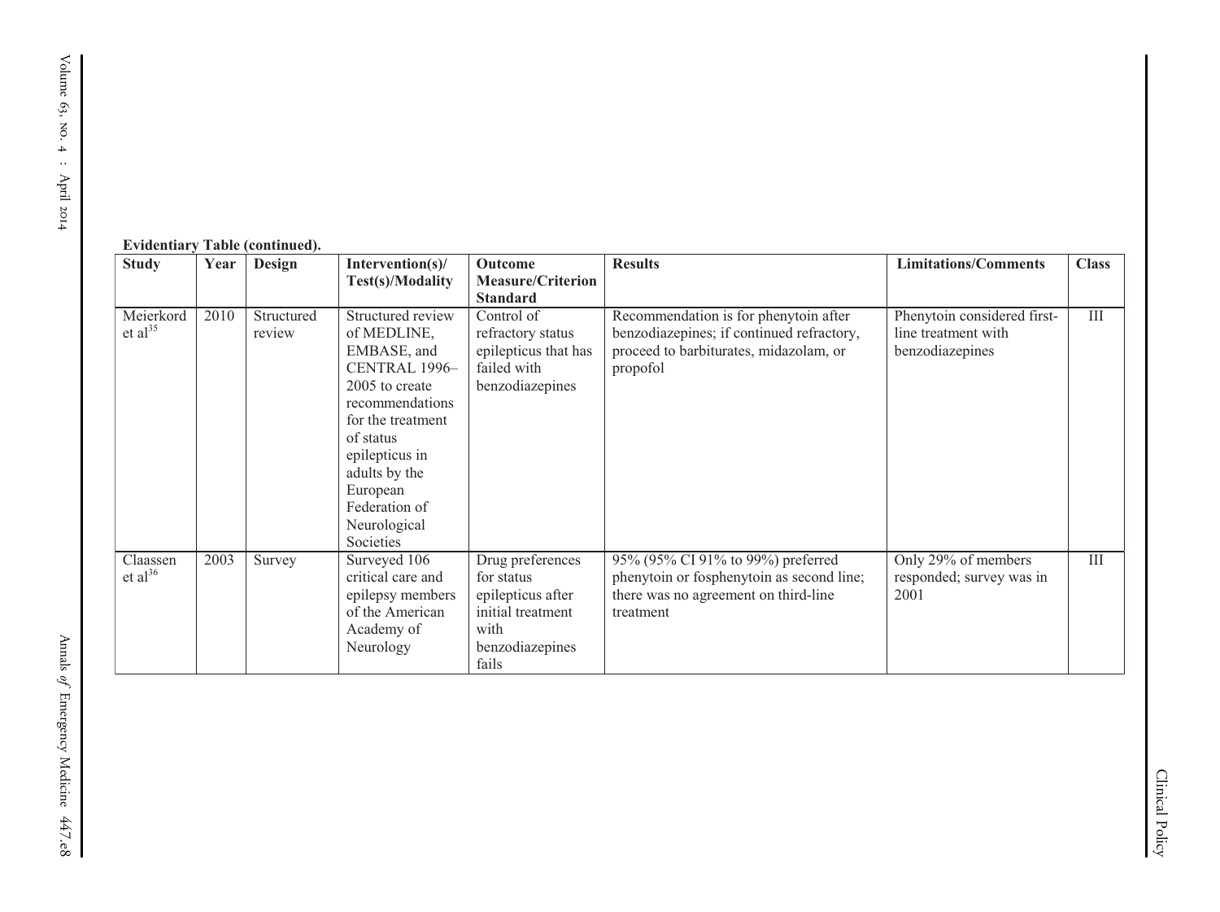**Evidentiary Table (continued).**

| Study | Year | Design | Intervention(s)/ Test(s)/Modality | Outcome Measure/Criterion Standard | Results | Limitations/Comments | Class |
|---|---|---|---|---|---|---|---|
| Meierkord et al[35] | 2010 | Structured review | Structured review of MEDLINE, EMBASE, and CENTRAL 1996–2005 to create recommendations for the treatment of status epilepticus in adults by the European Federation of Neurological Societies | Control of refractory status epilepticus that has failed with benzodiazepines | Recommendation is for phenytoin after benzodiazepines; if continued refractory, proceed to barbiturates, midazolam, or propofol | Phenytoin considered first-line treatment with benzodiazepines | III |
| Claassen et al[36] | 2003 | Survey | Surveyed 106 critical care and epilepsy members of the American Academy of Neurology | Drug preferences for status epilepticus after initial treatment with benzodiazepines fails | 95% (95% CI 91% to 99%) preferred phenytoin or fosphenytoin as second line; there was no agreement on third-line treatment | Only 29% of members responded; survey was in 2001 | III |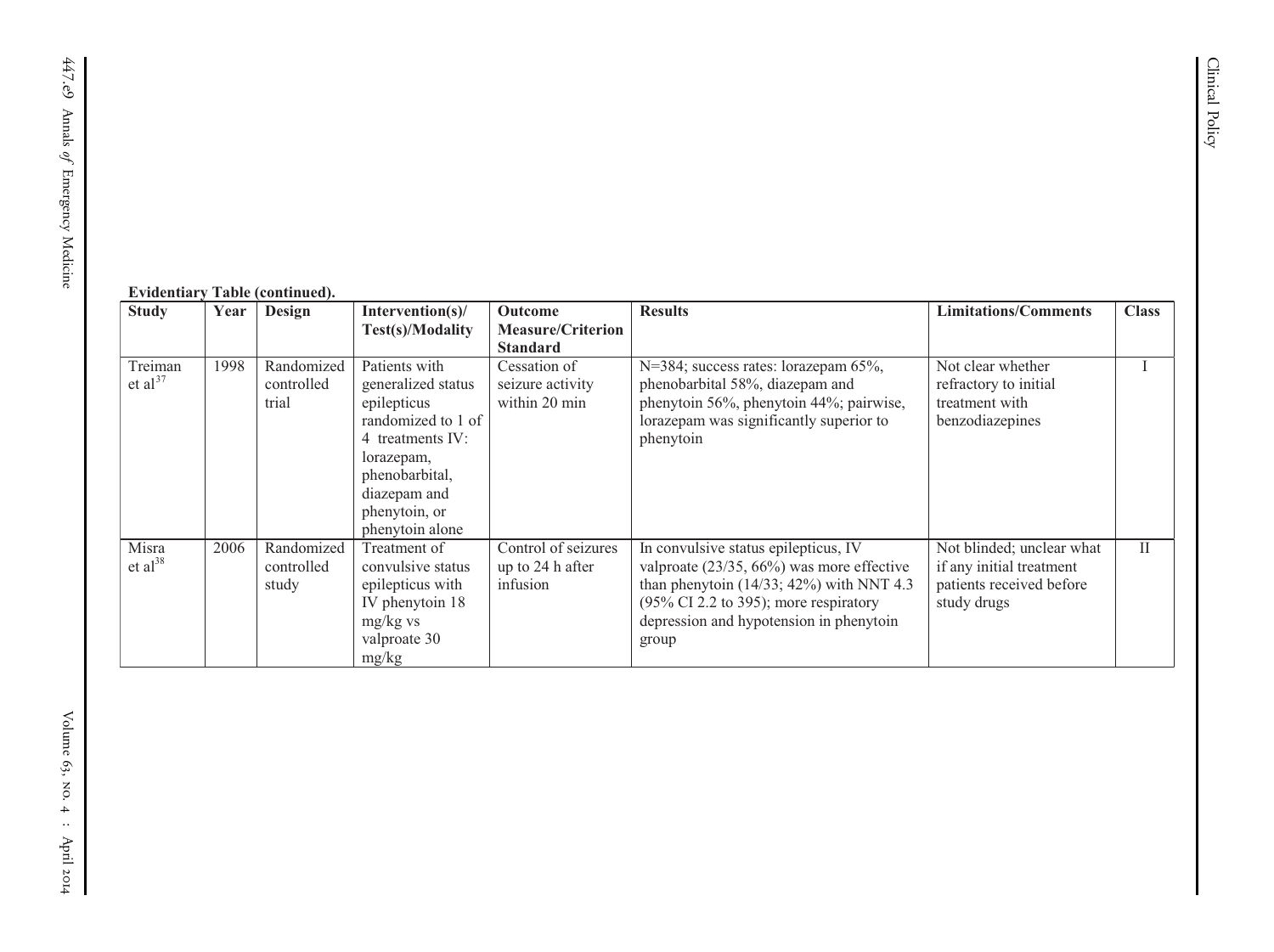**Evidentiary Table (continued).**

| Study | Year | Design | Intervention(s)/ Test(s)/Modality | Outcome Measure/Criterion Standard | Results | Limitations/Comments | Class |
|---|---|---|---|---|---|---|---|
| Treiman et al[37] | 1998 | Randomized controlled trial | Patients with generalized status epilepticus randomized to 1 of 4 treatments IV: lorazepam, phenobarbital, diazepam and phenytoin, or phenytoin alone | Cessation of seizure activity within 20 min | N=384; success rates: lorazepam 65%, phenobarbital 58%, diazepam and phenytoin 56%, phenytoin 44%; pairwise, lorazepam was significantly superior to phenytoin | Not clear whether refractory to initial treatment with benzodiazepines | I |
| Misra et al[38] | 2006 | Randomized controlled study | Treatment of convulsive status epilepticus with IV phenytoin 18 mg/kg vs valproate 30 mg/kg | Control of seizures up to 24 h after infusion | In convulsive status epilepticus, IV valproate (23/35, 66%) was more effective than phenytoin (14/33; 42%) with NNT 4.3 (95% CI 2.2 to 395); more respiratory depression and hypotension in phenytoin group | Not blinded; unclear what if any initial treatment patients received before study drugs | II |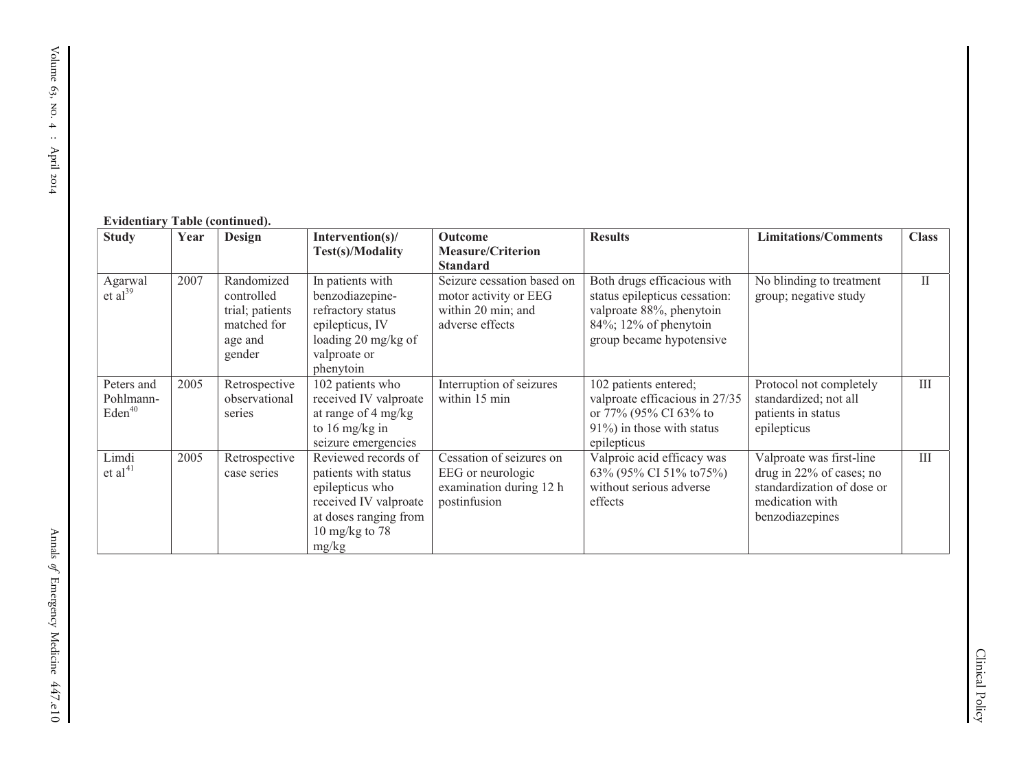**Evidentiary Table (continued).**

| Study | Year | Design | Intervention(s)/ Test(s)/Modality | Outcome Measure/Criterion Standard | Results | Limitations/Comments | Class |
| --- | --- | --- | --- | --- | --- | --- | --- |
| Agarwal et al[39] | 2007 | Randomized controlled trial; patients matched for age and gender | In patients with benzodiazepine-refractory status epilepticus, IV loading 20 mg/kg of valproate or phenytoin | Seizure cessation based on motor activity or EEG within 20 min; and adverse effects | Both drugs efficacious with status epilepticus cessation: valproate 88%, phenytoin 84%; 12% of phenytoin group became hypotensive | No blinding to treatment group; negative study | II |
| Peters and Pohlmann-Eden[40] | 2005 | Retrospective observational series | 102 patients who received IV valproate at range of 4 mg/kg to 16 mg/kg in seizure emergencies | Interruption of seizures within 15 min | 102 patients entered; valproate efficacious in 27/35 or 77% (95% CI 63% to 91%) in those with status epilepticus | Protocol not completely standardized; not all patients in status epilepticus | III |
| Limdi et al[41] | 2005 | Retrospective case series | Reviewed records of patients with status epilepticus who received IV valproate at doses ranging from 10 mg/kg to 78 mg/kg | Cessation of seizures on EEG or neurologic examination during 12 h postinfusion | Valproic acid efficacy was 63% (95% CI 51% to75%) without serious adverse effects | Valproate was first-line drug in 22% of cases; no standardization of dose or medication with benzodiazepines | III |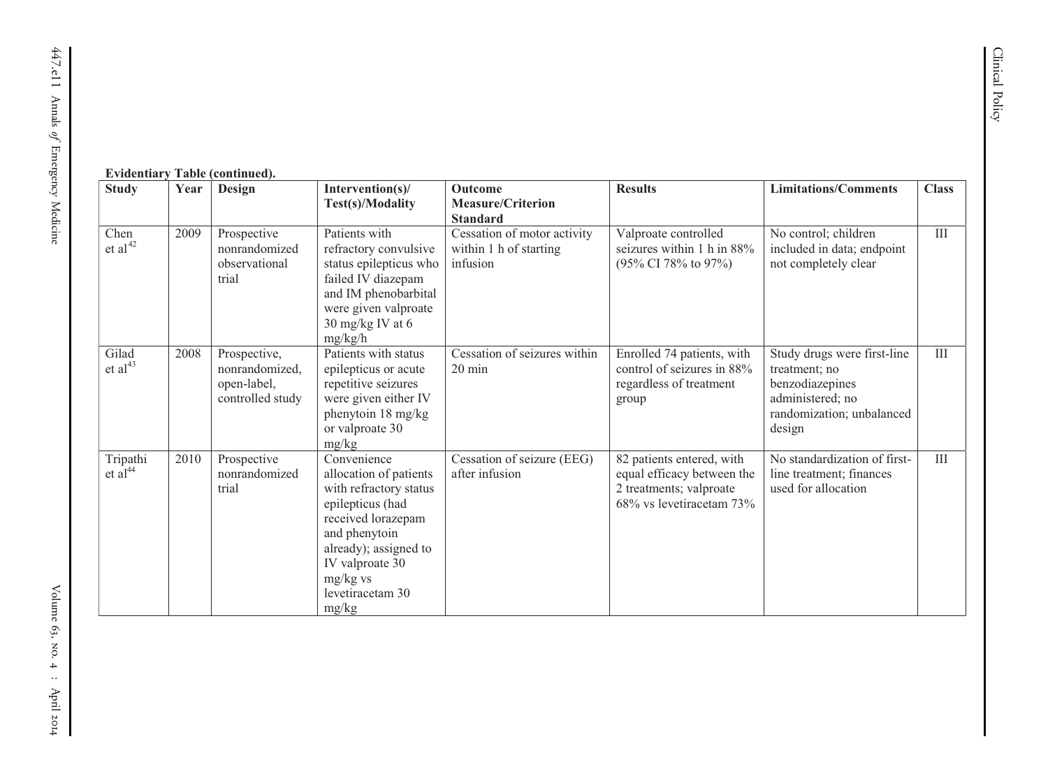**Evidentiary Table (continued).**

| Study | Year | Design | Intervention(s)/ Test(s)/Modality | Outcome Measure/Criterion Standard | Results | Limitations/Comments | Class |
|---|---|---|---|---|---|---|---|
| Chen et al[42] | 2009 | Prospective nonrandomized observational trial | Patients with refractory convulsive status epilepticus who failed IV diazepam and IM phenobarbital were given valproate 30 mg/kg IV at 6 mg/kg/h | Cessation of motor activity within 1 h of starting infusion | Valproate controlled seizures within 1 h in 88% (95% CI 78% to 97%) | No control; children included in data; endpoint not completely clear | III |
| Gilad et al[43] | 2008 | Prospective, nonrandomized, open-label, controlled study | Patients with status epilepticus or acute repetitive seizures were given either IV phenytoin 18 mg/kg or valproate 30 mg/kg | Cessation of seizures within 20 min | Enrolled 74 patients, with control of seizures in 88% regardless of treatment group | Study drugs were first-line treatment; no benzodiazepines administered; no randomization; unbalanced design | III |
| Tripathi et al[44] | 2010 | Prospective nonrandomized trial | Convenience allocation of patients with refractory status epilepticus (had received lorazepam and phenytoin already); assigned to IV valproate 30 mg/kg vs levetiracetam 30 mg/kg | Cessation of seizure (EEG) after infusion | 82 patients entered, with equal efficacy between the 2 treatments; valproate 68% vs levetiracetam 73% | No standardization of first-line treatment; finances used for allocation | III |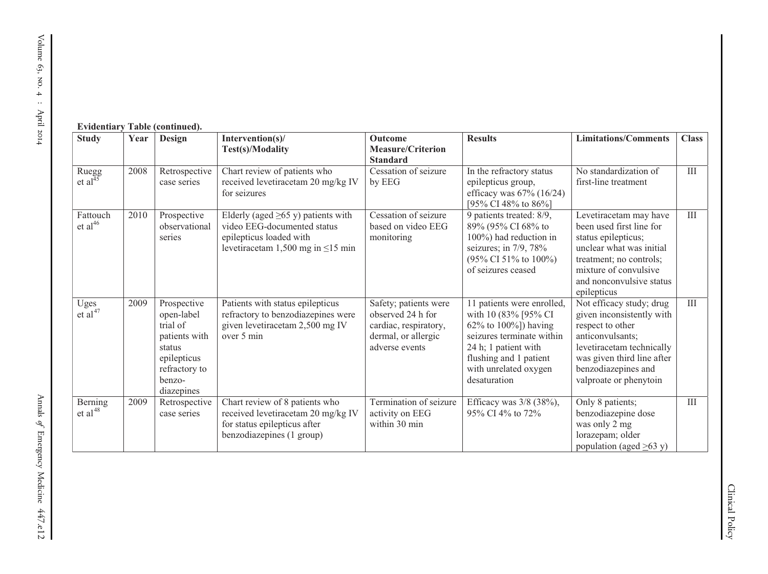**Evidentiary Table (continued).**

| Study | Year | Design | Intervention(s)/ Test(s)/Modality | Outcome Measure/Criterion Standard | Results | Limitations/Comments | Class |
|---|---|---|---|---|---|---|---|
| Ruegg et al[45] | 2008 | Retrospective case series | Chart review of patients who received levetiracetam 20 mg/kg IV for seizures | Cessation of seizure by EEG | In the refractory status epilepticus group, efficacy was 67% (16/24) [95% CI 48% to 86%] | No standardization of first-line treatment | III |
| Fattouch et al[46] | 2010 | Prospective observational series | Elderly (aged ≥65 y) patients with video EEG-documented status epilepticus loaded with levetiracetam 1,500 mg in ≤15 min | Cessation of seizure based on video EEG monitoring | 9 patients treated: 8/9, 89% (95% CI 68% to 100%) had reduction in seizures; in 7/9, 78% (95% CI 51% to 100%) of seizures ceased | Levetiracetam may have been used first line for status epilepticus; unclear what was initial treatment; no controls; mixture of convulsive and nonconvulsive status epilepticus | III |
| Uges et al[47] | 2009 | Prospective open-label trial of patients with status epilepticus refractory to benzo-diazepines | Patients with status epilepticus refractory to benzodiazepines were given levetiracetam 2,500 mg IV over 5 min | Safety; patients were observed 24 h for cardiac, respiratory, dermal, or allergic adverse events | 11 patients were enrolled, with 10 (83% [95% CI 62% to 100%]) having seizures terminate within 24 h; 1 patient with flushing and 1 patient with unrelated oxygen desaturation | Not efficacy study; drug given inconsistently with respect to other anticonvulsants; levetiracetam technically was given third line after benzodiazepines and valproate or phenytoin | III |
| Berning et al[48] | 2009 | Retrospective case series | Chart review of 8 patients who received levetiracetam 20 mg/kg IV for status epilepticus after benzodiazepines (1 group) | Termination of seizure activity on EEG within 30 min | Efficacy was 3/8 (38%), 95% CI 4% to 72% | Only 8 patients; benzodiazepine dose was only 2 mg lorazepam; older population (aged ≥63 y) | III |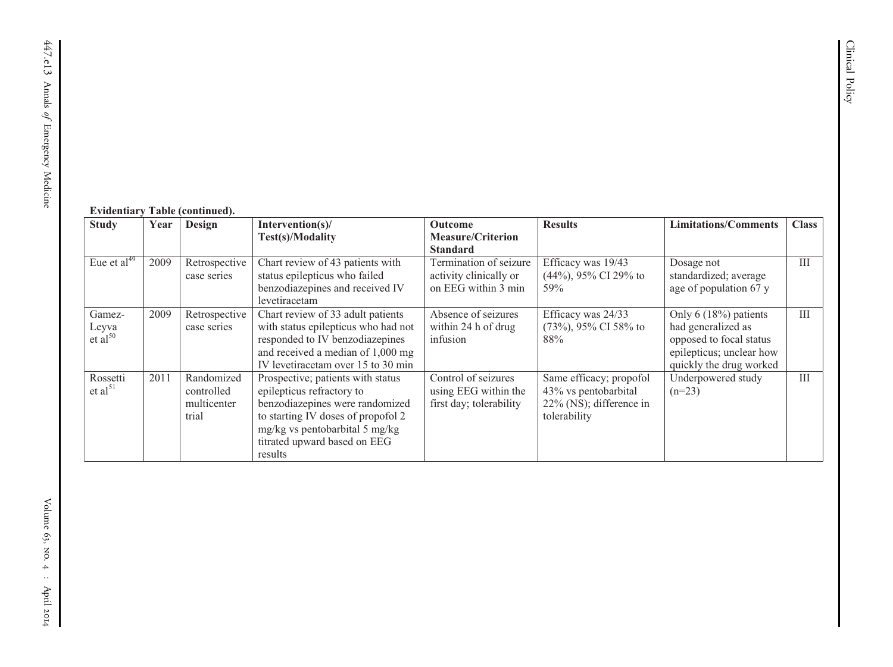**Evidentiary Table (continued).**

| Study | Year | Design | Intervention(s)/ Test(s)/Modality | Outcome Measure/Criterion Standard | Results | Limitations/Comments | Class |
|---|---|---|---|---|---|---|---|
| Eue et al[49] | 2009 | Retrospective case series | Chart review of 43 patients with status epilepticus who failed benzodiazepines and received IV levetiracetam | Termination of seizure activity clinically or on EEG within 3 min | Efficacy was 19/43 (44%), 95% CI 29% to 59% | Dosage not standardized; average age of population 67 y | III |
| Gamez-Leyva et al[50] | 2009 | Retrospective case series | Chart review of 33 adult patients with status epilepticus who had not responded to IV benzodiazepines and received a median of 1,000 mg IV levetiracetam over 15 to 30 min | Absence of seizures within 24 h of drug infusion | Efficacy was 24/33 (73%), 95% CI 58% to 88% | Only 6 (18%) patients had generalized as opposed to focal status epilepticus; unclear how quickly the drug worked | III |
| Rossetti et al[51] | 2011 | Randomized controlled multicenter trial | Prospective; patients with status epilepticus refractory to benzodiazepines were randomized to starting IV doses of propofol 2 mg/kg vs pentobarbital 5 mg/kg titrated upward based on EEG results | Control of seizures using EEG within the first day; tolerability | Same efficacy; propofol 43% vs pentobarbital 22% (NS); difference in tolerability | Underpowered study (n=23) | III |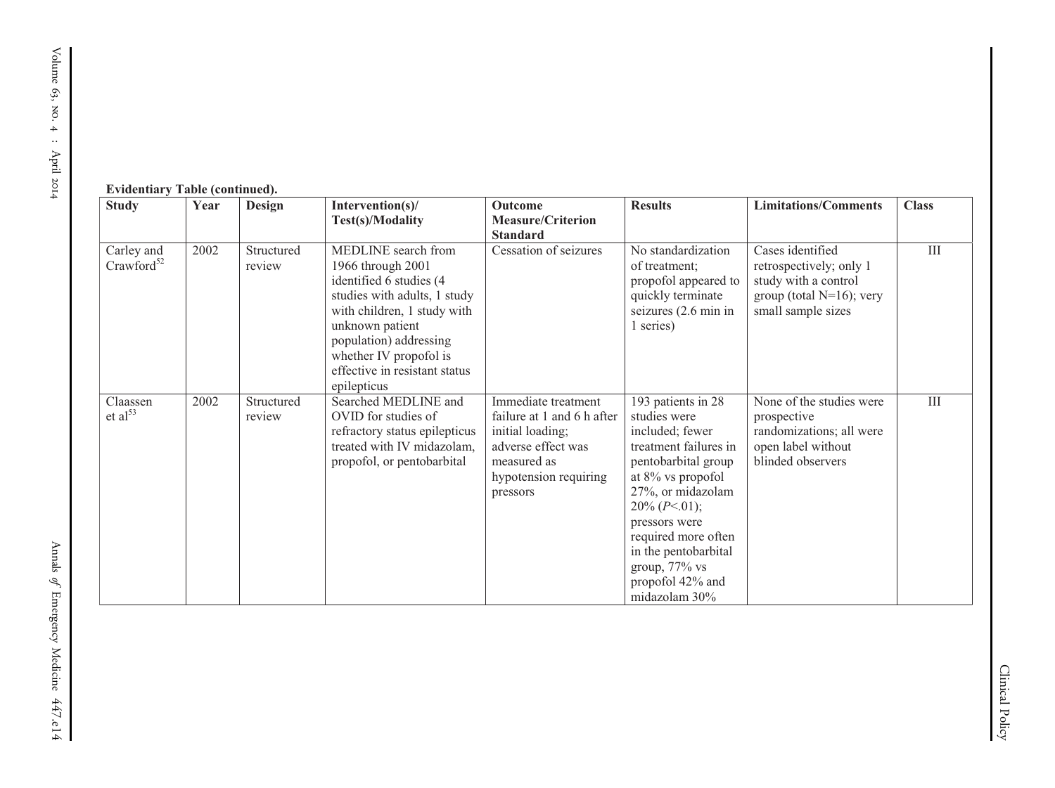**Evidentiary Table (continued).**

| Study | Year | Design | Intervention(s)/ Test(s)/Modality | Outcome Measure/Criterion Standard | Results | Limitations/Comments | Class |
|---|---|---|---|---|---|---|---|
| Carley and Crawford[52] | 2002 | Structured review | MEDLINE search from 1966 through 2001 identified 6 studies (4 studies with adults, 1 study with children, 1 study with unknown patient population) addressing whether IV propofol is effective in resistant status epilepticus | Cessation of seizures | No standardization of treatment; propofol appeared to quickly terminate seizures (2.6 min in 1 series) | Cases identified retrospectively; only 1 study with a control group (total N=16); very small sample sizes | III |
| Claassen et al[53] | 2002 | Structured review | Searched MEDLINE and OVID for studies of refractory status epilepticus treated with IV midazolam, propofol, or pentobarbital | Immediate treatment failure at 1 and 6 h after initial loading; adverse effect was measured as hypotension requiring pressors | 193 patients in 28 studies were included; fewer treatment failures in pentobarbital group at 8% vs propofol 27%, or midazolam 20% (*P*<.01); pressors were required more often in the pentobarbital group, 77% vs propofol 42% and midazolam 30% | None of the studies were prospective randomizations; all were open label without blinded observers | III |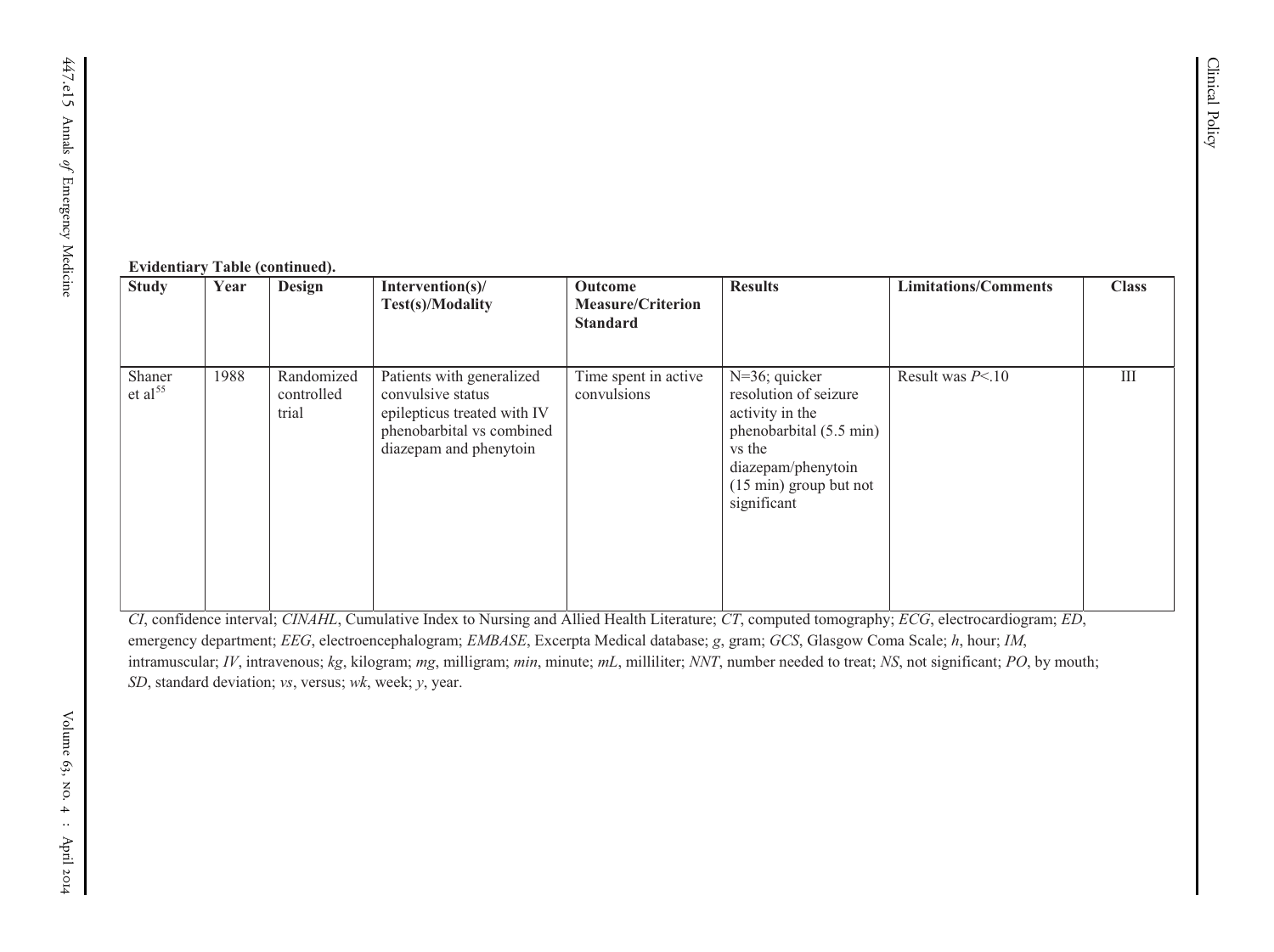**Evidentiary Table (continued).**

| Study | Year | Design | Intervention(s)/ Test(s)/Modality | Outcome Measure/Criterion Standard | Results | Limitations/Comments | Class |
|---|---|---|---|---|---|---|---|
| Shaner et al[55] | 1988 | Randomized controlled trial | Patients with generalized convulsive status epilepticus treated with IV phenobarbital vs combined diazepam and phenytoin | Time spent in active convulsions | N=36; quicker resolution of seizure activity in the phenobarbital (5.5 min) vs the diazepam/phenytoin (15 min) group but not significant | Result was *P*<.10 | III |

*CI*, confidence interval; *CINAHL*, Cumulative Index to Nursing and Allied Health Literature; *CT*, computed tomography; *ECG*, electrocardiogram; *ED*, emergency department; *EEG*, electroencephalogram; *EMBASE*, Excerpta Medical database; *g*, gram; *GCS*, Glasgow Coma Scale; *h*, hour; *IM*, intramuscular; *IV*, intravenous; *kg*, kilogram; *mg*, milligram; *min*, minute; *mL*, milliliter; *NNT*, number needed to treat; *NS*, not significant; *PO*, by mouth; *SD*, standard deviation; *vs*, versus; *wk*, week; *y*, year.